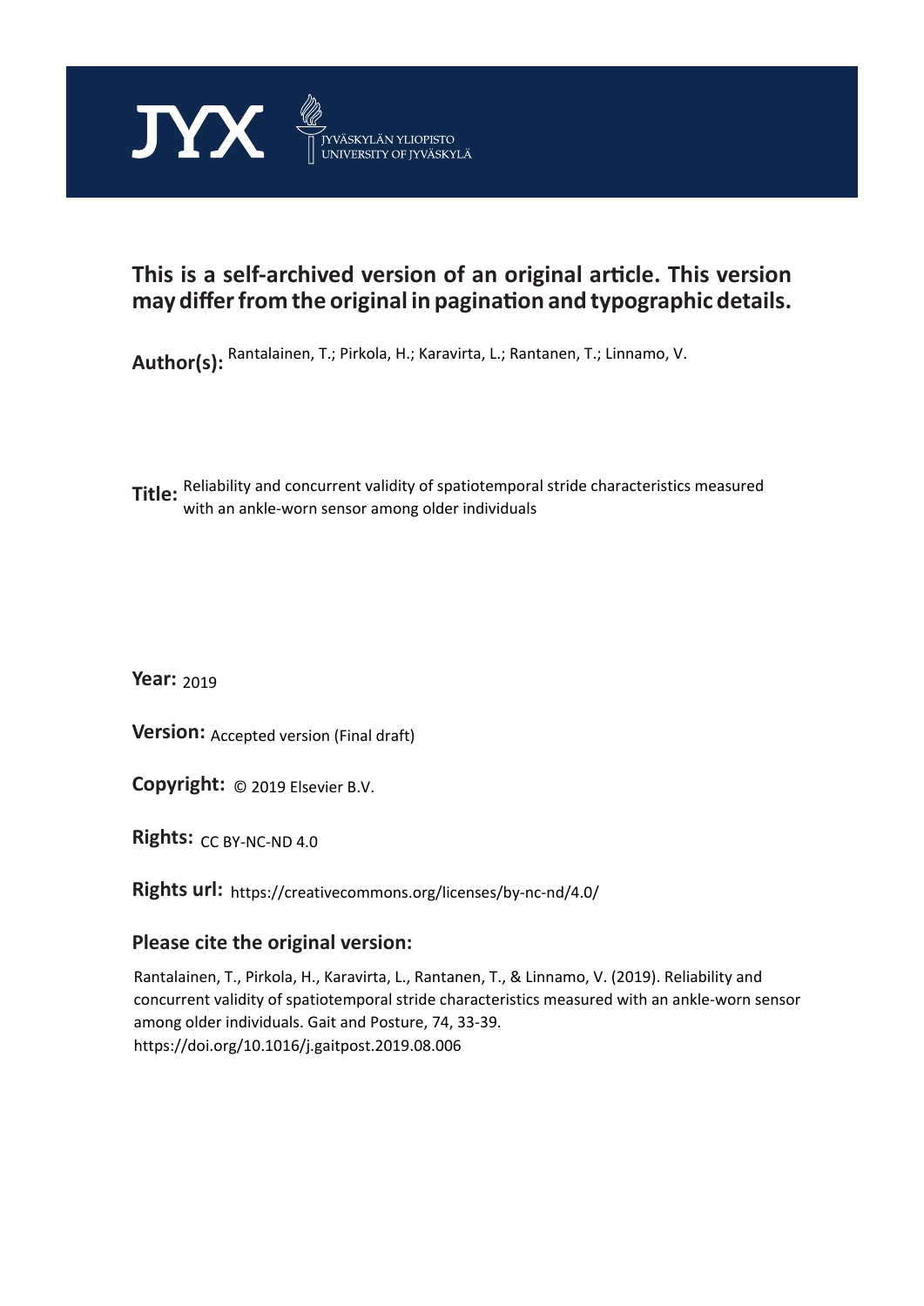JYX JYVÄSKYLÄN YLIOPISTO
UNIVERSITY OF JYVÄSKYLÄ

## This is a self-archived version of an original article. This version may differ from the original in pagination and typographic details.

**Author(s):** Rantalainen, T.; Pirkola, H.; Karavirta, L.; Rantanen, T.; Linnamo, V.

**Title:** Reliability and concurrent validity of spatiotemporal stride characteristics measured with an ankle-worn sensor among older individuals

**Year:** 2019

**Version:** Accepted version (Final draft)

**Copyright:** © 2019 Elsevier B.V.

**Rights:** CC BY-NC-ND 4.0

**Rights url:** https://creativecommons.org/licenses/by-nc-nd/4.0/

### Please cite the original version:

Rantalainen, T., Pirkola, H., Karavirta, L., Rantanen, T., & Linnamo, V. (2019). Reliability and concurrent validity of spatiotemporal stride characteristics measured with an ankle-worn sensor among older individuals. Gait and Posture, 74, 33-39. https://doi.org/10.1016/j.gaitpost.2019.08.006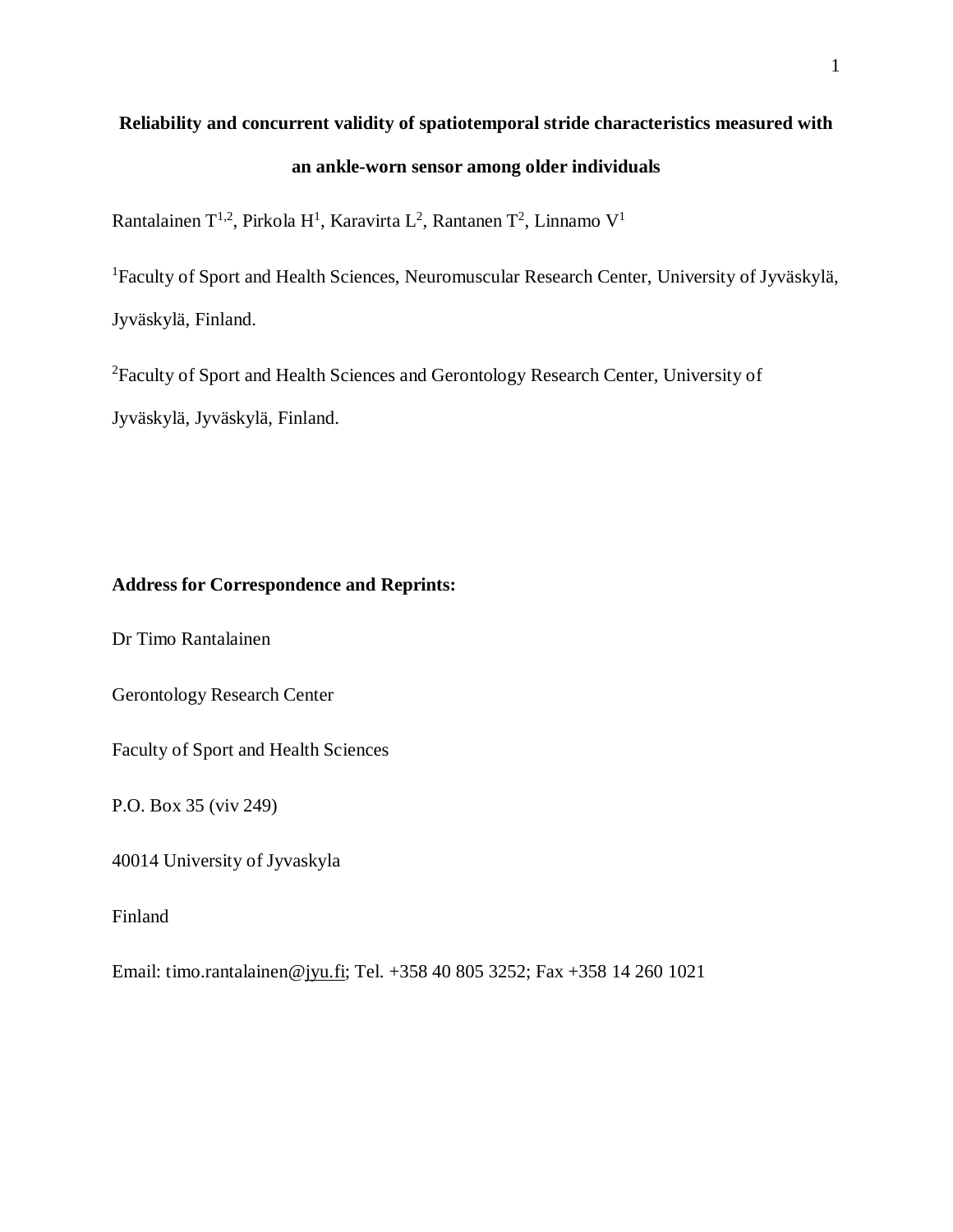# Reliability and concurrent validity of spatiotemporal stride characteristics measured with an ankle-worn sensor among older individuals

Rantalainen T[1,2], Pirkola H[1], Karavirta L[2], Rantanen T[2], Linnamo V[1]

[1]Faculty of Sport and Health Sciences, Neuromuscular Research Center, University of Jyväskylä, Jyväskylä, Finland.

[2]Faculty of Sport and Health Sciences and Gerontology Research Center, University of Jyväskylä, Jyväskylä, Finland.

**Address for Correspondence and Reprints:**

Dr Timo Rantalainen

Gerontology Research Center

Faculty of Sport and Health Sciences

P.O. Box 35 (viv 249)

40014 University of Jyvaskyla

Finland

Email: timo.rantalainen@jyu.fi; Tel. +358 40 805 3252; Fax +358 14 260 1021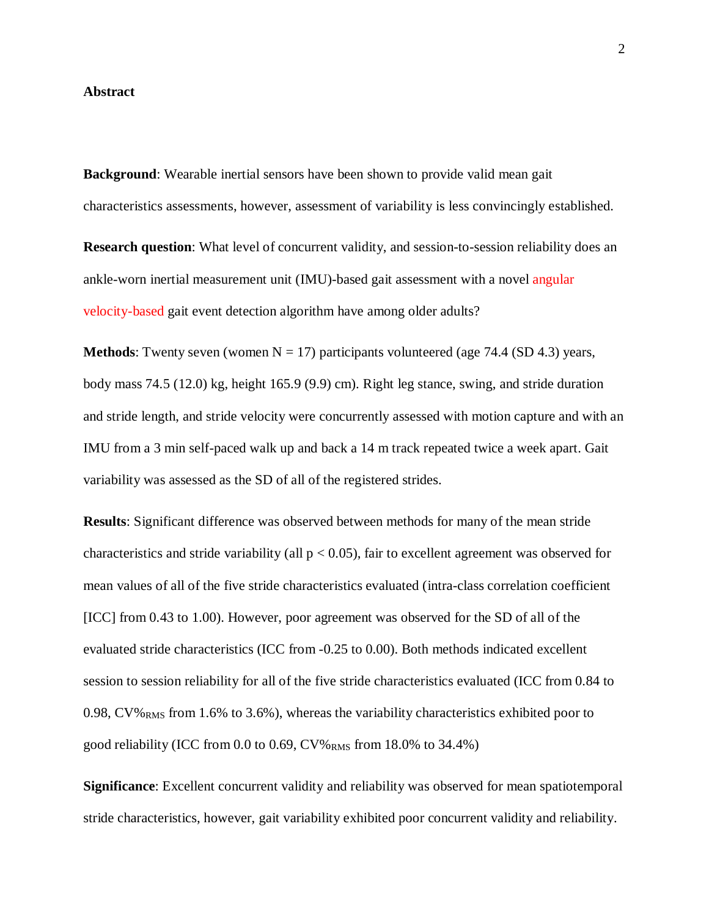## Abstract

**Background**: Wearable inertial sensors have been shown to provide valid mean gait characteristics assessments, however, assessment of variability is less convincingly established.

**Research question**: What level of concurrent validity, and session-to-session reliability does an ankle-worn inertial measurement unit (IMU)-based gait assessment with a novel angular velocity-based gait event detection algorithm have among older adults?

**Methods**: Twenty seven (women N = 17) participants volunteered (age 74.4 (SD 4.3) years, body mass 74.5 (12.0) kg, height 165.9 (9.9) cm). Right leg stance, swing, and stride duration and stride length, and stride velocity were concurrently assessed with motion capture and with an IMU from a 3 min self-paced walk up and back a 14 m track repeated twice a week apart. Gait variability was assessed as the SD of all of the registered strides.

**Results**: Significant difference was observed between methods for many of the mean stride characteristics and stride variability (all $p < 0.05$), fair to excellent agreement was observed for mean values of all of the five stride characteristics evaluated (intra-class correlation coefficient [ICC] from 0.43 to 1.00). However, poor agreement was observed for the SD of all of the evaluated stride characteristics (ICC from -0.25 to 0.00). Both methods indicated excellent session to session reliability for all of the five stride characteristics evaluated (ICC from 0.84 to 0.98, $CV\%_{RMS}$ from 1.6% to 3.6%), whereas the variability characteristics exhibited poor to good reliability (ICC from 0.0 to 0.69, $CV\%_{RMS}$ from 18.0% to 34.4%)

**Significance**: Excellent concurrent validity and reliability was observed for mean spatiotemporal stride characteristics, however, gait variability exhibited poor concurrent validity and reliability.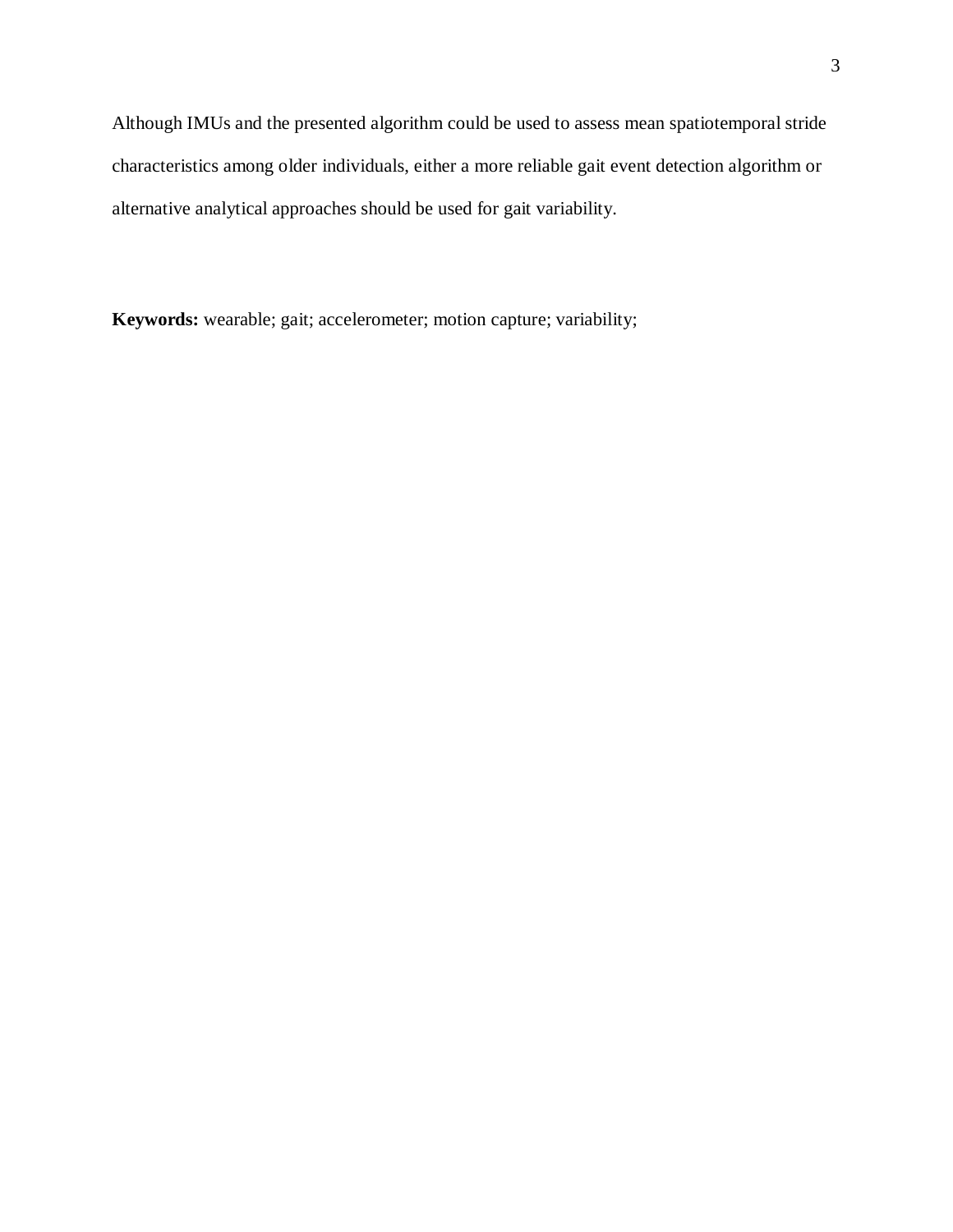Although IMUs and the presented algorithm could be used to assess mean spatiotemporal stride characteristics among older individuals, either a more reliable gait event detection algorithm or alternative analytical approaches should be used for gait variability.

**Keywords:** wearable; gait; accelerometer; motion capture; variability;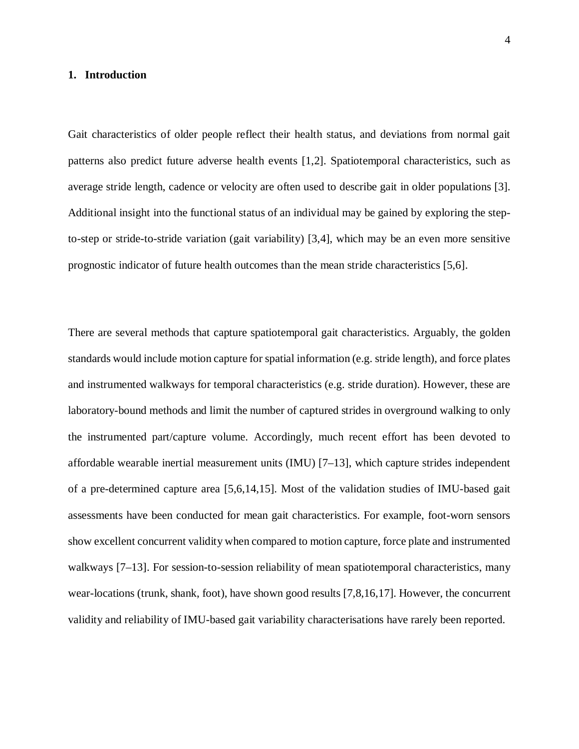# 1. Introduction

Gait characteristics of older people reflect their health status, and deviations from normal gait patterns also predict future adverse health events [1,2]. Spatiotemporal characteristics, such as average stride length, cadence or velocity are often used to describe gait in older populations [3]. Additional insight into the functional status of an individual may be gained by exploring the step-to-step or stride-to-stride variation (gait variability) [3,4], which may be an even more sensitive prognostic indicator of future health outcomes than the mean stride characteristics [5,6].

There are several methods that capture spatiotemporal gait characteristics. Arguably, the golden standards would include motion capture for spatial information (e.g. stride length), and force plates and instrumented walkways for temporal characteristics (e.g. stride duration). However, these are laboratory-bound methods and limit the number of captured strides in overground walking to only the instrumented part/capture volume. Accordingly, much recent effort has been devoted to affordable wearable inertial measurement units (IMU) [7–13], which capture strides independent of a pre-determined capture area [5,6,14,15]. Most of the validation studies of IMU-based gait assessments have been conducted for mean gait characteristics. For example, foot-worn sensors show excellent concurrent validity when compared to motion capture, force plate and instrumented walkways [7–13]. For session-to-session reliability of mean spatiotemporal characteristics, many wear-locations (trunk, shank, foot), have shown good results [7,8,16,17]. However, the concurrent validity and reliability of IMU-based gait variability characterisations have rarely been reported.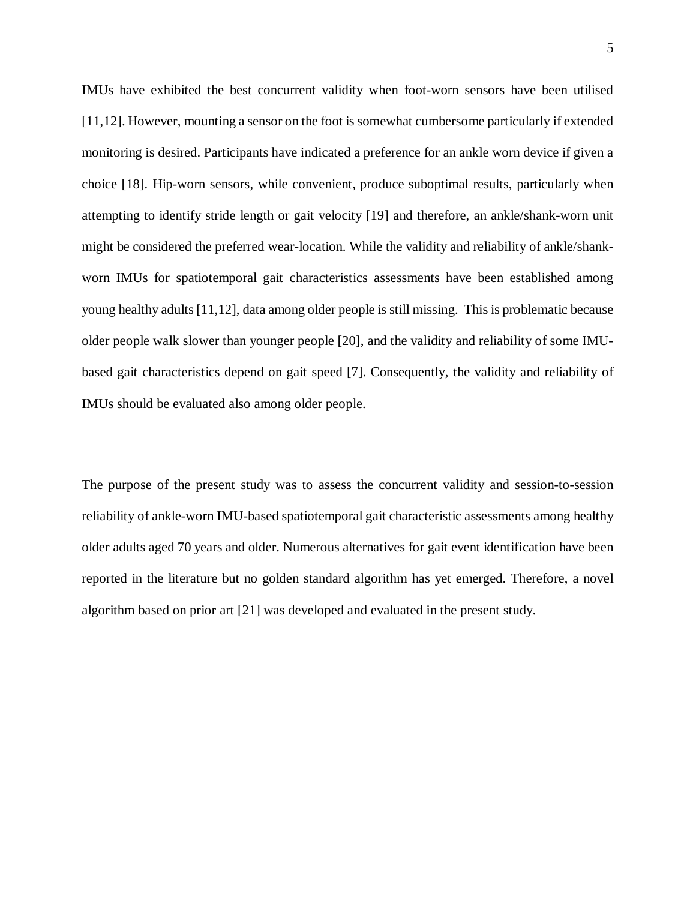IMUs have exhibited the best concurrent validity when foot-worn sensors have been utilised [11,12]. However, mounting a sensor on the foot is somewhat cumbersome particularly if extended monitoring is desired. Participants have indicated a preference for an ankle worn device if given a choice [18]. Hip-worn sensors, while convenient, produce suboptimal results, particularly when attempting to identify stride length or gait velocity [19] and therefore, an ankle/shank-worn unit might be considered the preferred wear-location. While the validity and reliability of ankle/shank-worn IMUs for spatiotemporal gait characteristics assessments have been established among young healthy adults [11,12], data among older people is still missing. This is problematic because older people walk slower than younger people [20], and the validity and reliability of some IMU-based gait characteristics depend on gait speed [7]. Consequently, the validity and reliability of IMUs should be evaluated also among older people.

The purpose of the present study was to assess the concurrent validity and session-to-session reliability of ankle-worn IMU-based spatiotemporal gait characteristic assessments among healthy older adults aged 70 years and older. Numerous alternatives for gait event identification have been reported in the literature but no golden standard algorithm has yet emerged. Therefore, a novel algorithm based on prior art [21] was developed and evaluated in the present study.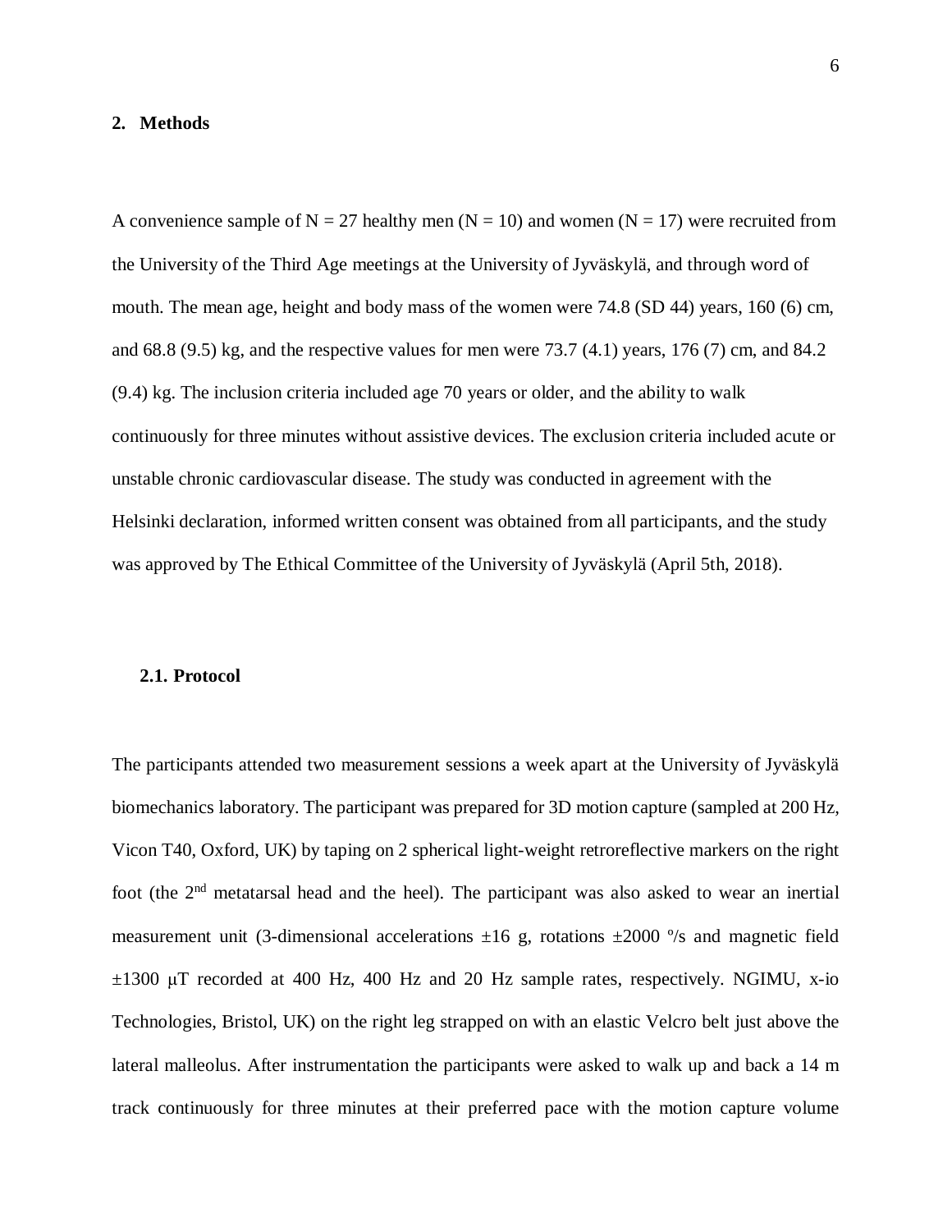## 2. Methods

A convenience sample of N = 27 healthy men (N = 10) and women (N = 17) were recruited from the University of the Third Age meetings at the University of Jyväskylä, and through word of mouth. The mean age, height and body mass of the women were 74.8 (SD 44) years, 160 (6) cm, and 68.8 (9.5) kg, and the respective values for men were 73.7 (4.1) years, 176 (7) cm, and 84.2 (9.4) kg. The inclusion criteria included age 70 years or older, and the ability to walk continuously for three minutes without assistive devices. The exclusion criteria included acute or unstable chronic cardiovascular disease. The study was conducted in agreement with the Helsinki declaration, informed written consent was obtained from all participants, and the study was approved by The Ethical Committee of the University of Jyväskylä (April 5th, 2018).

### 2.1. Protocol

The participants attended two measurement sessions a week apart at the University of Jyväskylä biomechanics laboratory. The participant was prepared for 3D motion capture (sampled at 200 Hz, Vicon T40, Oxford, UK) by taping on 2 spherical light-weight retroreflective markers on the right foot (the 2nd metatarsal head and the heel). The participant was also asked to wear an inertial measurement unit (3-dimensional accelerations ±16 g, rotations ±2000 °/s and magnetic field ±1300 μT recorded at 400 Hz, 400 Hz and 20 Hz sample rates, respectively. NGIMU, x-io Technologies, Bristol, UK) on the right leg strapped on with an elastic Velcro belt just above the lateral malleolus. After instrumentation the participants were asked to walk up and back a 14 m track continuously for three minutes at their preferred pace with the motion capture volume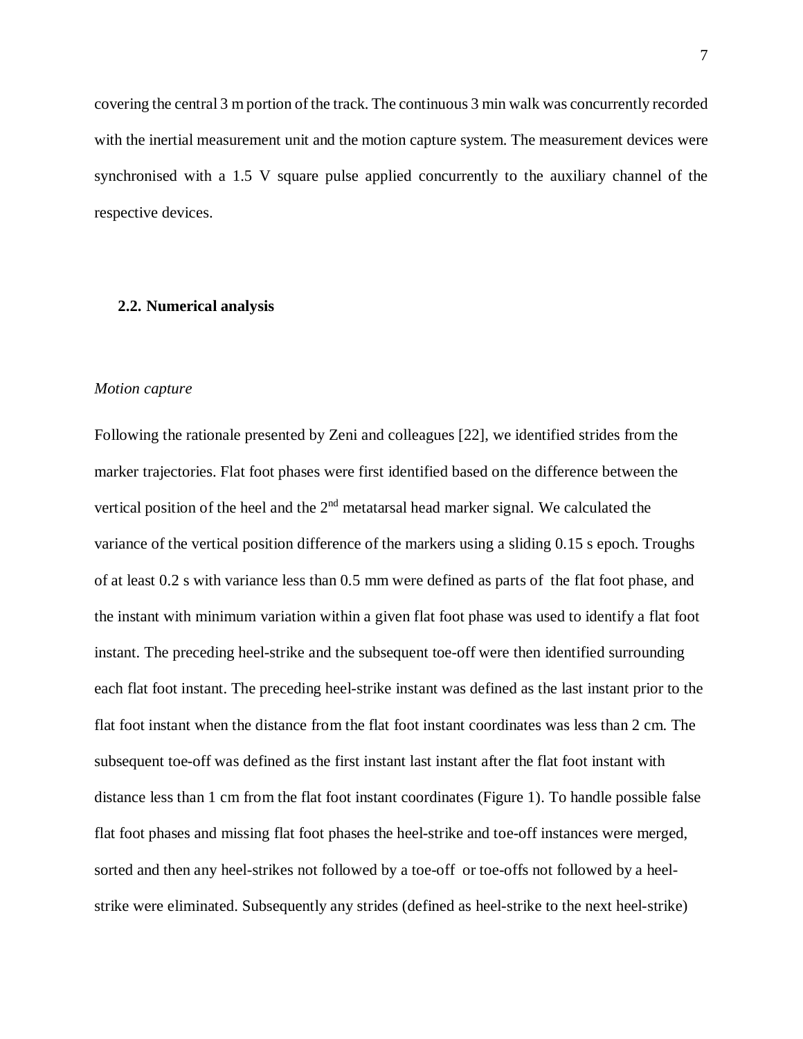covering the central 3 m portion of the track. The continuous 3 min walk was concurrently recorded with the inertial measurement unit and the motion capture system. The measurement devices were synchronised with a 1.5 V square pulse applied concurrently to the auxiliary channel of the respective devices.

## 2.2. Numerical analysis

*Motion capture*

Following the rationale presented by Zeni and colleagues [22], we identified strides from the marker trajectories. Flat foot phases were first identified based on the difference between the vertical position of the heel and the 2nd metatarsal head marker signal. We calculated the variance of the vertical position difference of the markers using a sliding 0.15 s epoch. Troughs of at least 0.2 s with variance less than 0.5 mm were defined as parts of the flat foot phase, and the instant with minimum variation within a given flat foot phase was used to identify a flat foot instant. The preceding heel-strike and the subsequent toe-off were then identified surrounding each flat foot instant. The preceding heel-strike instant was defined as the last instant prior to the flat foot instant when the distance from the flat foot instant coordinates was less than 2 cm. The subsequent toe-off was defined as the first instant last instant after the flat foot instant with distance less than 1 cm from the flat foot instant coordinates (Figure 1). To handle possible false flat foot phases and missing flat foot phases the heel-strike and toe-off instances were merged, sorted and then any heel-strikes not followed by a toe-off or toe-offs not followed by a heel-strike were eliminated. Subsequently any strides (defined as heel-strike to the next heel-strike)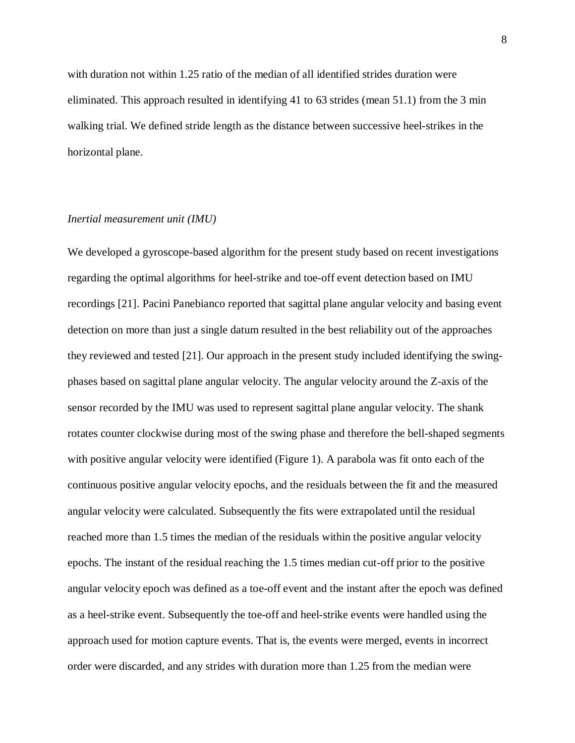with duration not within 1.25 ratio of the median of all identified strides duration were eliminated. This approach resulted in identifying 41 to 63 strides (mean 51.1) from the 3 min walking trial. We defined stride length as the distance between successive heel-strikes in the horizontal plane.

*Inertial measurement unit (IMU)*

We developed a gyroscope-based algorithm for the present study based on recent investigations regarding the optimal algorithms for heel-strike and toe-off event detection based on IMU recordings [21]. Pacini Panebianco reported that sagittal plane angular velocity and basing event detection on more than just a single datum resulted in the best reliability out of the approaches they reviewed and tested [21]. Our approach in the present study included identifying the swing-phases based on sagittal plane angular velocity. The angular velocity around the Z-axis of the sensor recorded by the IMU was used to represent sagittal plane angular velocity. The shank rotates counter clockwise during most of the swing phase and therefore the bell-shaped segments with positive angular velocity were identified (Figure 1). A parabola was fit onto each of the continuous positive angular velocity epochs, and the residuals between the fit and the measured angular velocity were calculated. Subsequently the fits were extrapolated until the residual reached more than 1.5 times the median of the residuals within the positive angular velocity epochs. The instant of the residual reaching the 1.5 times median cut-off prior to the positive angular velocity epoch was defined as a toe-off event and the instant after the epoch was defined as a heel-strike event. Subsequently the toe-off and heel-strike events were handled using the approach used for motion capture events. That is, the events were merged, events in incorrect order were discarded, and any strides with duration more than 1.25 from the median were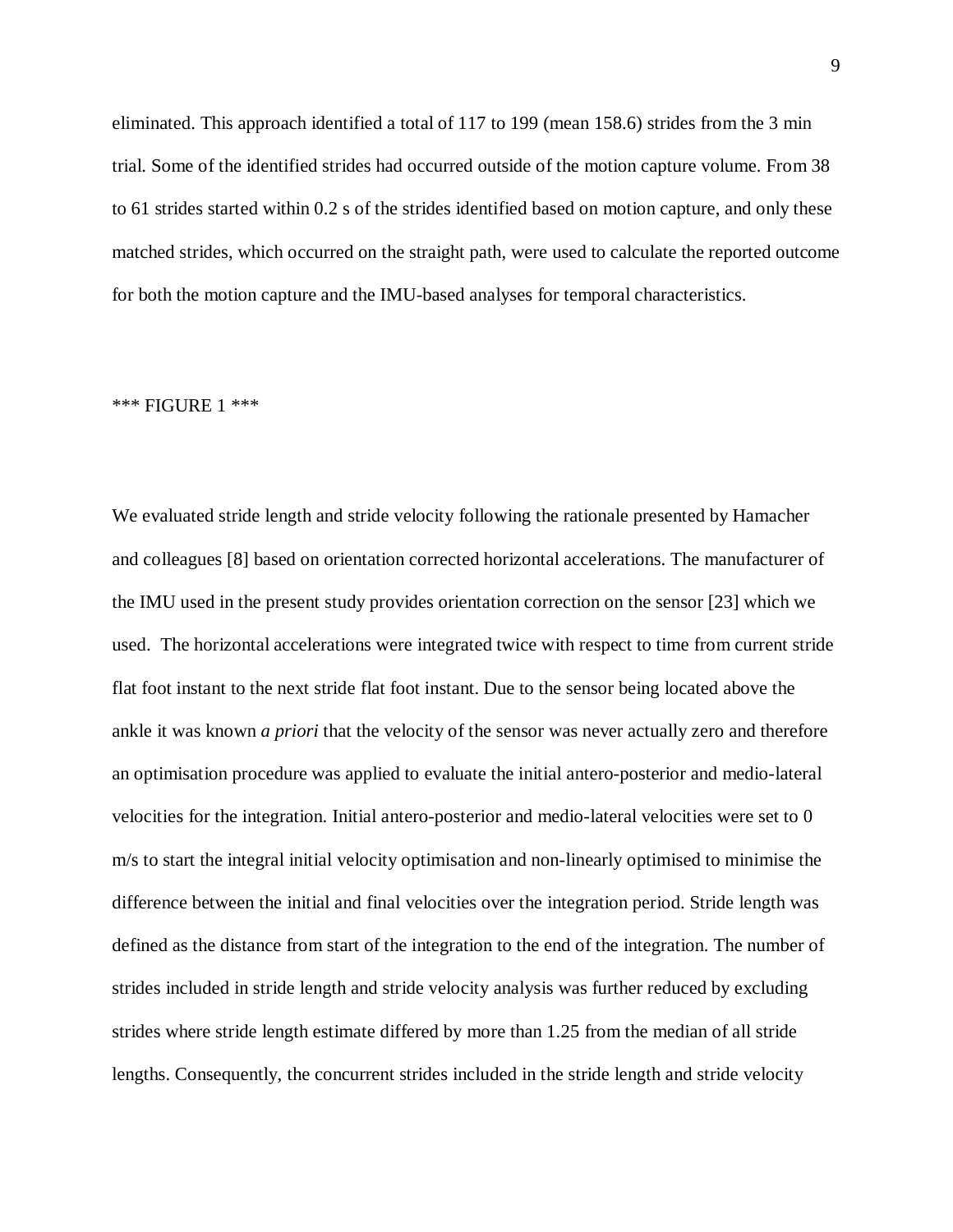eliminated. This approach identified a total of 117 to 199 (mean 158.6) strides from the 3 min trial. Some of the identified strides had occurred outside of the motion capture volume. From 38 to 61 strides started within 0.2 s of the strides identified based on motion capture, and only these matched strides, which occurred on the straight path, were used to calculate the reported outcome for both the motion capture and the IMU-based analyses for temporal characteristics.

*** FIGURE 1 ***

We evaluated stride length and stride velocity following the rationale presented by Hamacher and colleagues [8] based on orientation corrected horizontal accelerations. The manufacturer of the IMU used in the present study provides orientation correction on the sensor [23] which we used. The horizontal accelerations were integrated twice with respect to time from current stride flat foot instant to the next stride flat foot instant. Due to the sensor being located above the ankle it was known *a priori* that the velocity of the sensor was never actually zero and therefore an optimisation procedure was applied to evaluate the initial antero-posterior and medio-lateral velocities for the integration. Initial antero-posterior and medio-lateral velocities were set to 0 m/s to start the integral initial velocity optimisation and non-linearly optimised to minimise the difference between the initial and final velocities over the integration period. Stride length was defined as the distance from start of the integration to the end of the integration. The number of strides included in stride length and stride velocity analysis was further reduced by excluding strides where stride length estimate differed by more than 1.25 from the median of all stride lengths. Consequently, the concurrent strides included in the stride length and stride velocity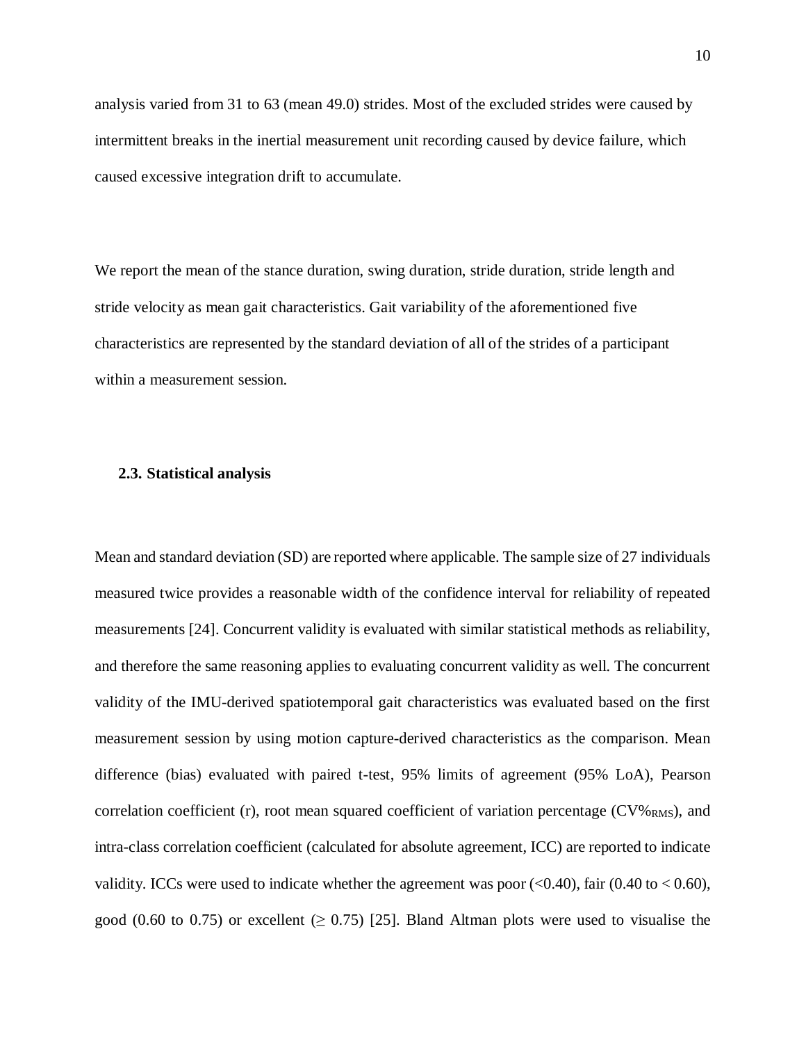analysis varied from 31 to 63 (mean 49.0) strides. Most of the excluded strides were caused by intermittent breaks in the inertial measurement unit recording caused by device failure, which caused excessive integration drift to accumulate.

We report the mean of the stance duration, swing duration, stride duration, stride length and stride velocity as mean gait characteristics. Gait variability of the aforementioned five characteristics are represented by the standard deviation of all of the strides of a participant within a measurement session.

### 2.3. Statistical analysis

Mean and standard deviation (SD) are reported where applicable. The sample size of 27 individuals measured twice provides a reasonable width of the confidence interval for reliability of repeated measurements [24]. Concurrent validity is evaluated with similar statistical methods as reliability, and therefore the same reasoning applies to evaluating concurrent validity as well. The concurrent validity of the IMU-derived spatiotemporal gait characteristics was evaluated based on the first measurement session by using motion capture-derived characteristics as the comparison. Mean difference (bias) evaluated with paired t-test, 95% limits of agreement (95% LoA), Pearson correlation coefficient (r), root mean squared coefficient of variation percentage ($CV\%_{RMS}$), and intra-class correlation coefficient (calculated for absolute agreement, ICC) are reported to indicate validity. ICCs were used to indicate whether the agreement was poor (<0.40), fair (0.40 to < 0.60), good (0.60 to 0.75) or excellent (≥ 0.75) [25]. Bland Altman plots were used to visualise the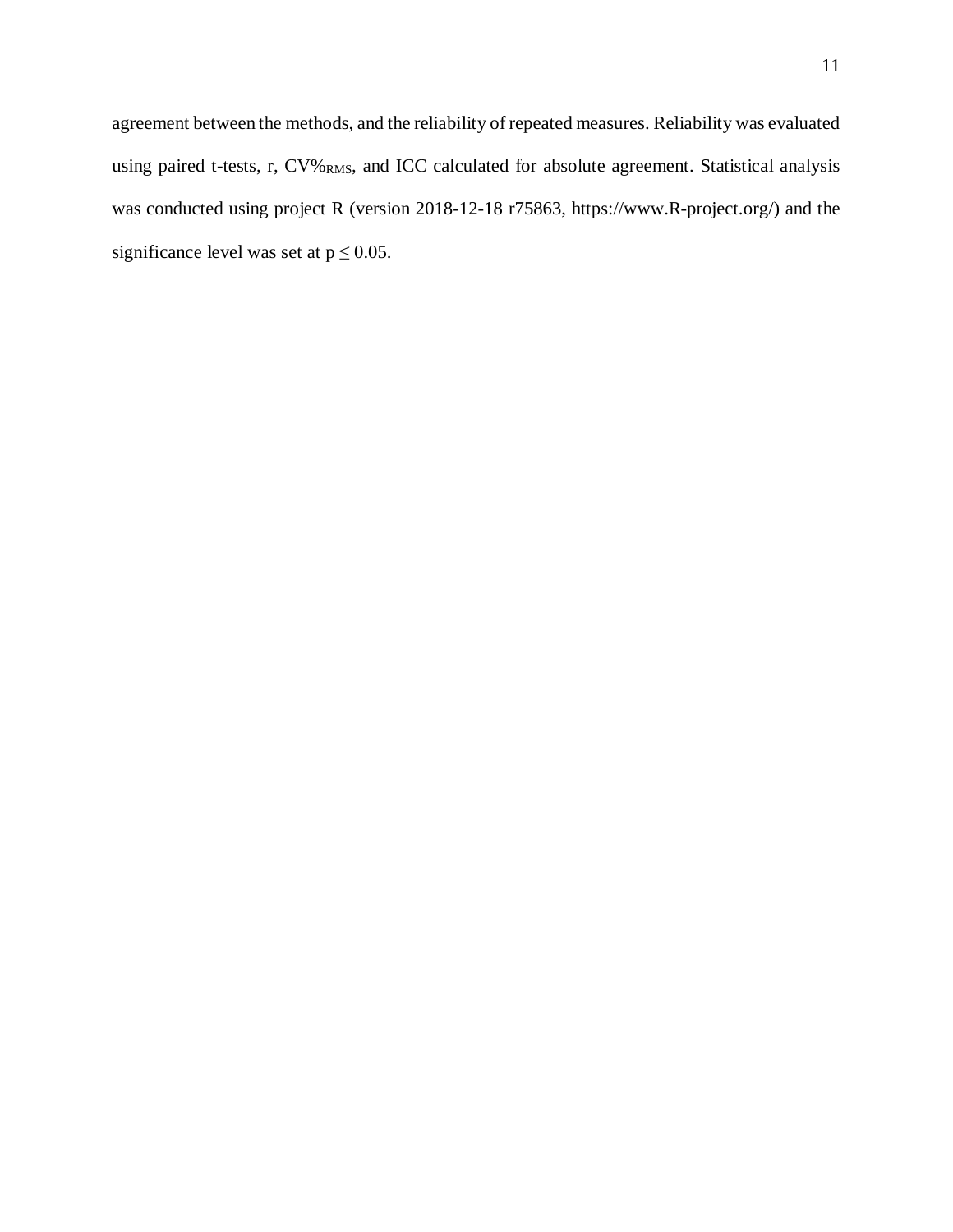agreement between the methods, and the reliability of repeated measures. Reliability was evaluated using paired t-tests, r, $CV\%_{RMS}$, and ICC calculated for absolute agreement. Statistical analysis was conducted using project R (version 2018-12-18 r75863, https://www.R-project.org/) and the significance level was set at $p \leq 0.05$.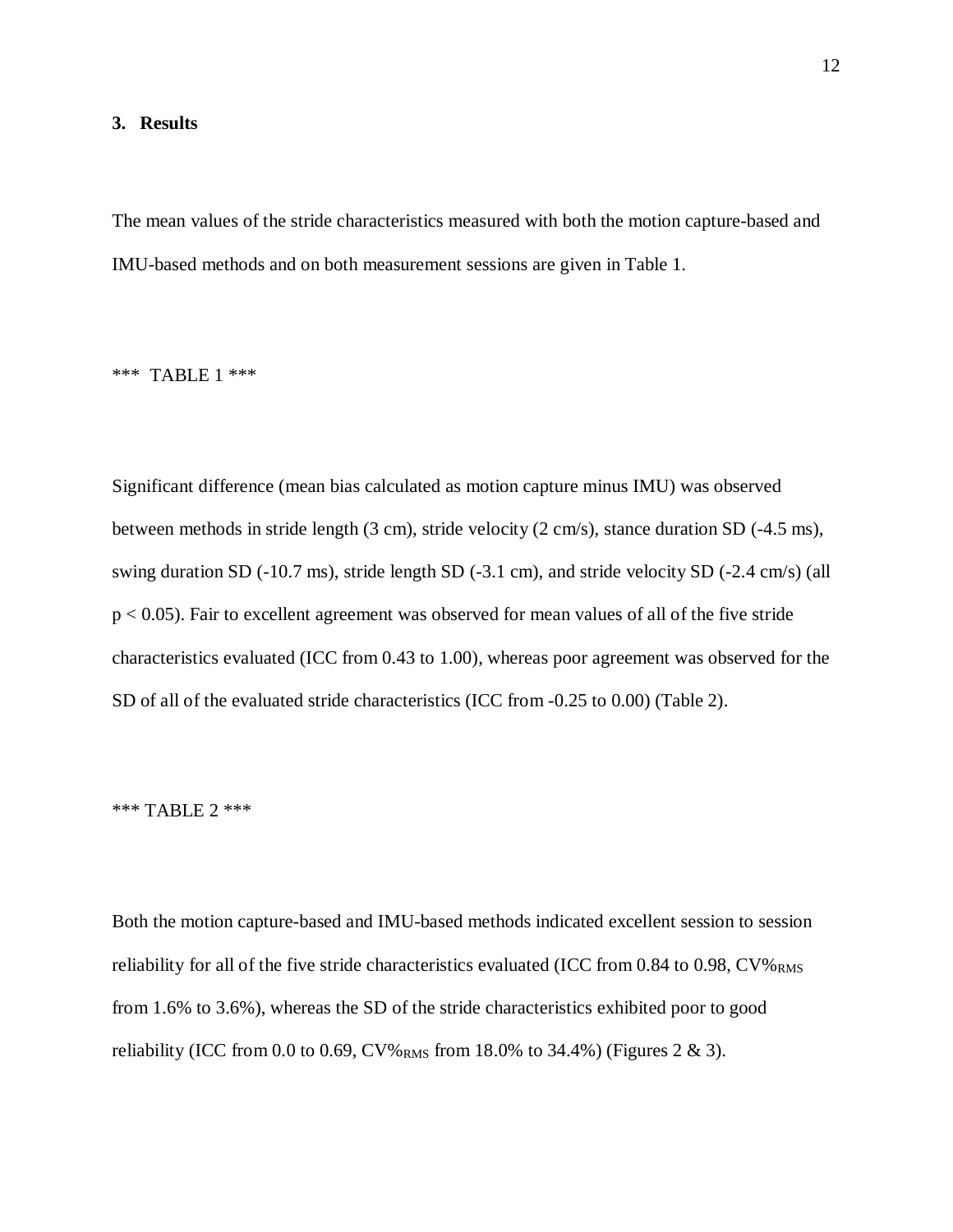## 3. Results

The mean values of the stride characteristics measured with both the motion capture-based and IMU-based methods and on both measurement sessions are given in Table 1.

*** TABLE 1 ***

Significant difference (mean bias calculated as motion capture minus IMU) was observed between methods in stride length (3 cm), stride velocity (2 cm/s), stance duration SD (-4.5 ms), swing duration SD (-10.7 ms), stride length SD (-3.1 cm), and stride velocity SD (-2.4 cm/s) (all $p < 0.05$). Fair to excellent agreement was observed for mean values of all of the five stride characteristics evaluated (ICC from 0.43 to 1.00), whereas poor agreement was observed for the SD of all of the evaluated stride characteristics (ICC from -0.25 to 0.00) (Table 2).

*** TABLE 2 ***

Both the motion capture-based and IMU-based methods indicated excellent session to session reliability for all of the five stride characteristics evaluated (ICC from 0.84 to 0.98, $CV\%_{RMS}$ from 1.6% to 3.6%), whereas the SD of the stride characteristics exhibited poor to good reliability (ICC from 0.0 to 0.69, $CV\%_{RMS}$ from 18.0% to 34.4%) (Figures 2 & 3).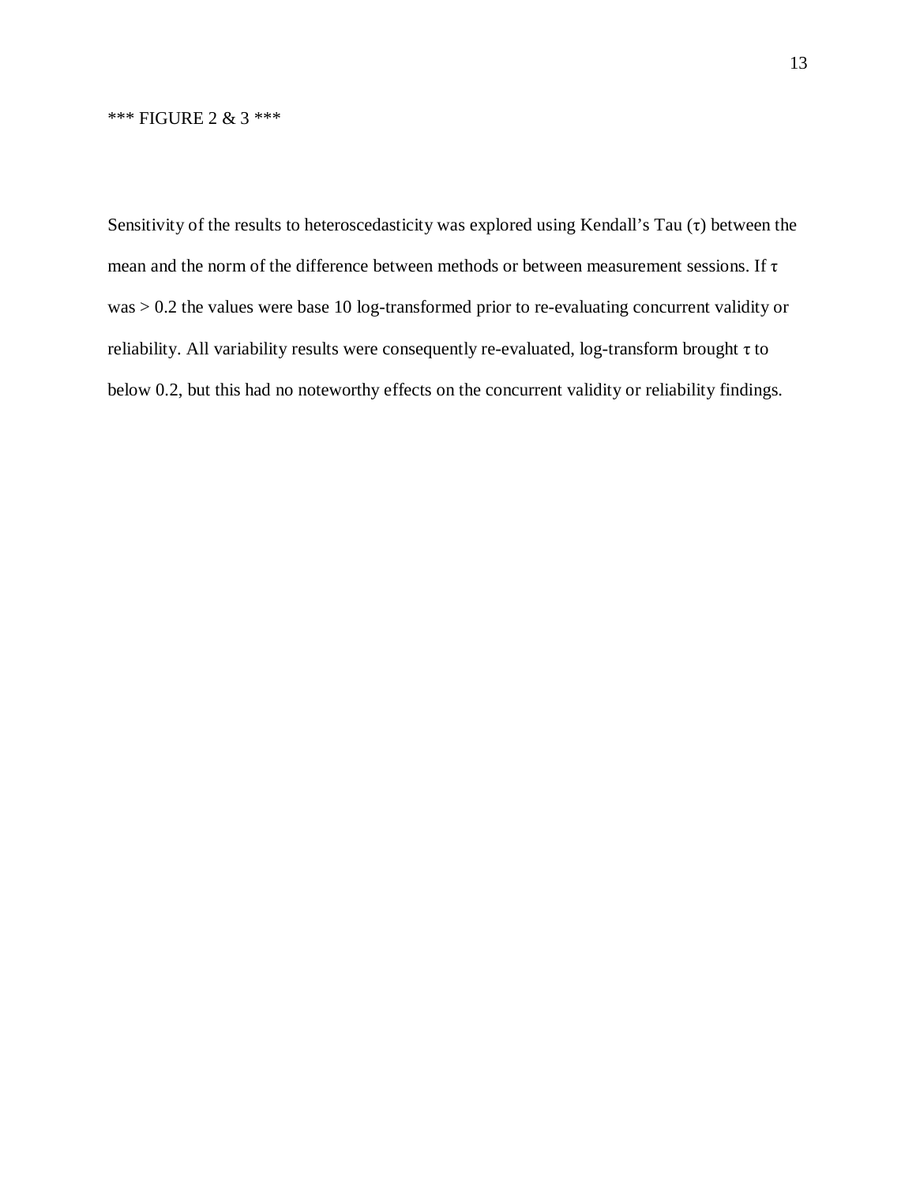*** FIGURE 2 & 3 ***

Sensitivity of the results to heteroscedasticity was explored using Kendall's Tau ($\tau$) between the mean and the norm of the difference between methods or between measurement sessions. If $\tau$ was $> 0.2$ the values were base 10 log-transformed prior to re-evaluating concurrent validity or reliability. All variability results were consequently re-evaluated, log-transform brought $\tau$ to below 0.2, but this had no noteworthy effects on the concurrent validity or reliability findings.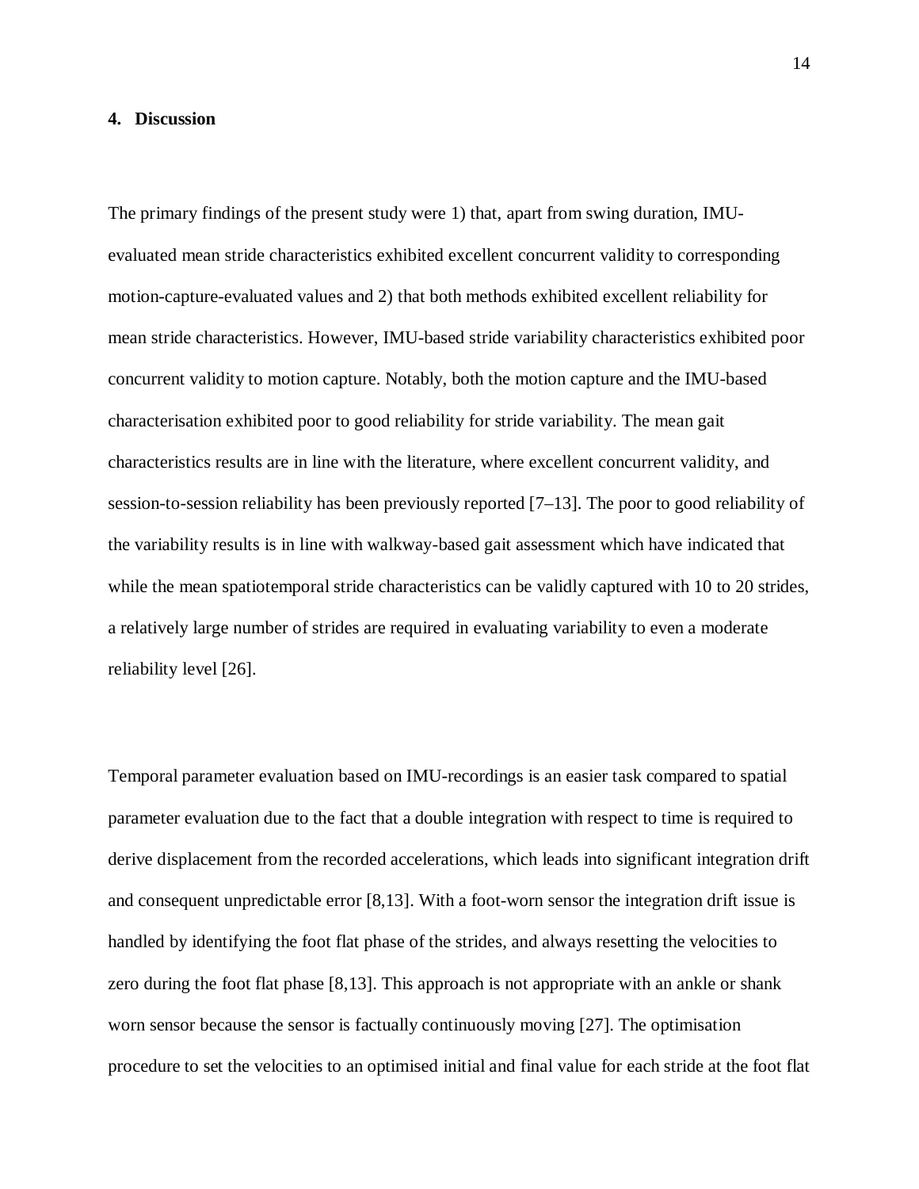## 4. Discussion

The primary findings of the present study were 1) that, apart from swing duration, IMU-evaluated mean stride characteristics exhibited excellent concurrent validity to corresponding motion-capture-evaluated values and 2) that both methods exhibited excellent reliability for mean stride characteristics. However, IMU-based stride variability characteristics exhibited poor concurrent validity to motion capture. Notably, both the motion capture and the IMU-based characterisation exhibited poor to good reliability for stride variability. The mean gait characteristics results are in line with the literature, where excellent concurrent validity, and session-to-session reliability has been previously reported [7–13]. The poor to good reliability of the variability results is in line with walkway-based gait assessment which have indicated that while the mean spatiotemporal stride characteristics can be validly captured with 10 to 20 strides, a relatively large number of strides are required in evaluating variability to even a moderate reliability level [26].

Temporal parameter evaluation based on IMU-recordings is an easier task compared to spatial parameter evaluation due to the fact that a double integration with respect to time is required to derive displacement from the recorded accelerations, which leads into significant integration drift and consequent unpredictable error [8,13]. With a foot-worn sensor the integration drift issue is handled by identifying the foot flat phase of the strides, and always resetting the velocities to zero during the foot flat phase [8,13]. This approach is not appropriate with an ankle or shank worn sensor because the sensor is factually continuously moving [27]. The optimisation procedure to set the velocities to an optimised initial and final value for each stride at the foot flat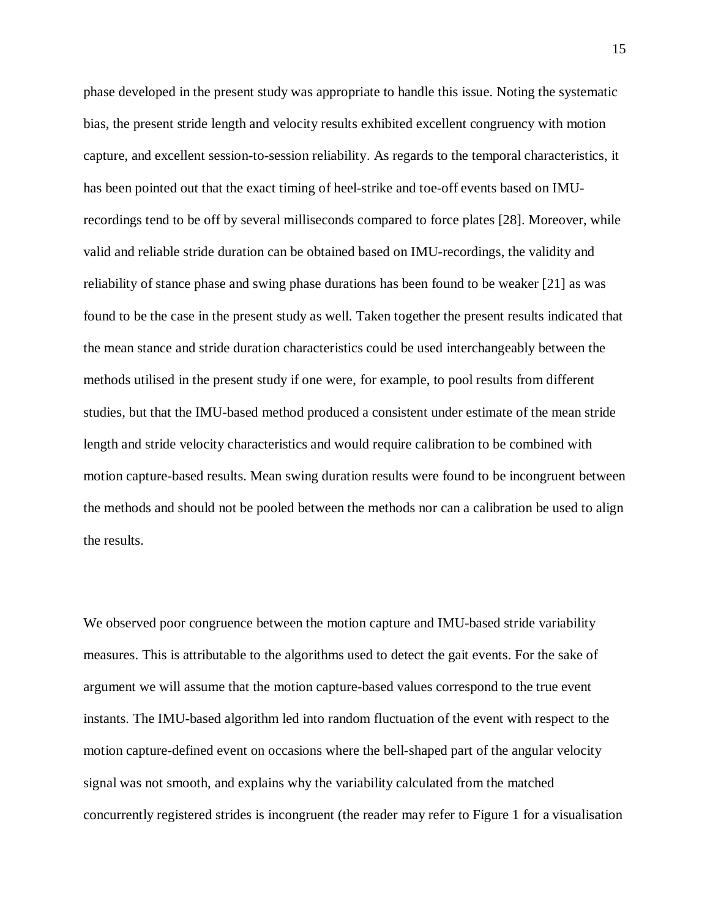phase developed in the present study was appropriate to handle this issue. Noting the systematic bias, the present stride length and velocity results exhibited excellent congruency with motion capture, and excellent session-to-session reliability. As regards to the temporal characteristics, it has been pointed out that the exact timing of heel-strike and toe-off events based on IMU-recordings tend to be off by several milliseconds compared to force plates [28]. Moreover, while valid and reliable stride duration can be obtained based on IMU-recordings, the validity and reliability of stance phase and swing phase durations has been found to be weaker [21] as was found to be the case in the present study as well. Taken together the present results indicated that the mean stance and stride duration characteristics could be used interchangeably between the methods utilised in the present study if one were, for example, to pool results from different studies, but that the IMU-based method produced a consistent under estimate of the mean stride length and stride velocity characteristics and would require calibration to be combined with motion capture-based results. Mean swing duration results were found to be incongruent between the methods and should not be pooled between the methods nor can a calibration be used to align the results.

We observed poor congruence between the motion capture and IMU-based stride variability measures. This is attributable to the algorithms used to detect the gait events. For the sake of argument we will assume that the motion capture-based values correspond to the true event instants. The IMU-based algorithm led into random fluctuation of the event with respect to the motion capture-defined event on occasions where the bell-shaped part of the angular velocity signal was not smooth, and explains why the variability calculated from the matched concurrently registered strides is incongruent (the reader may refer to Figure 1 for a visualisation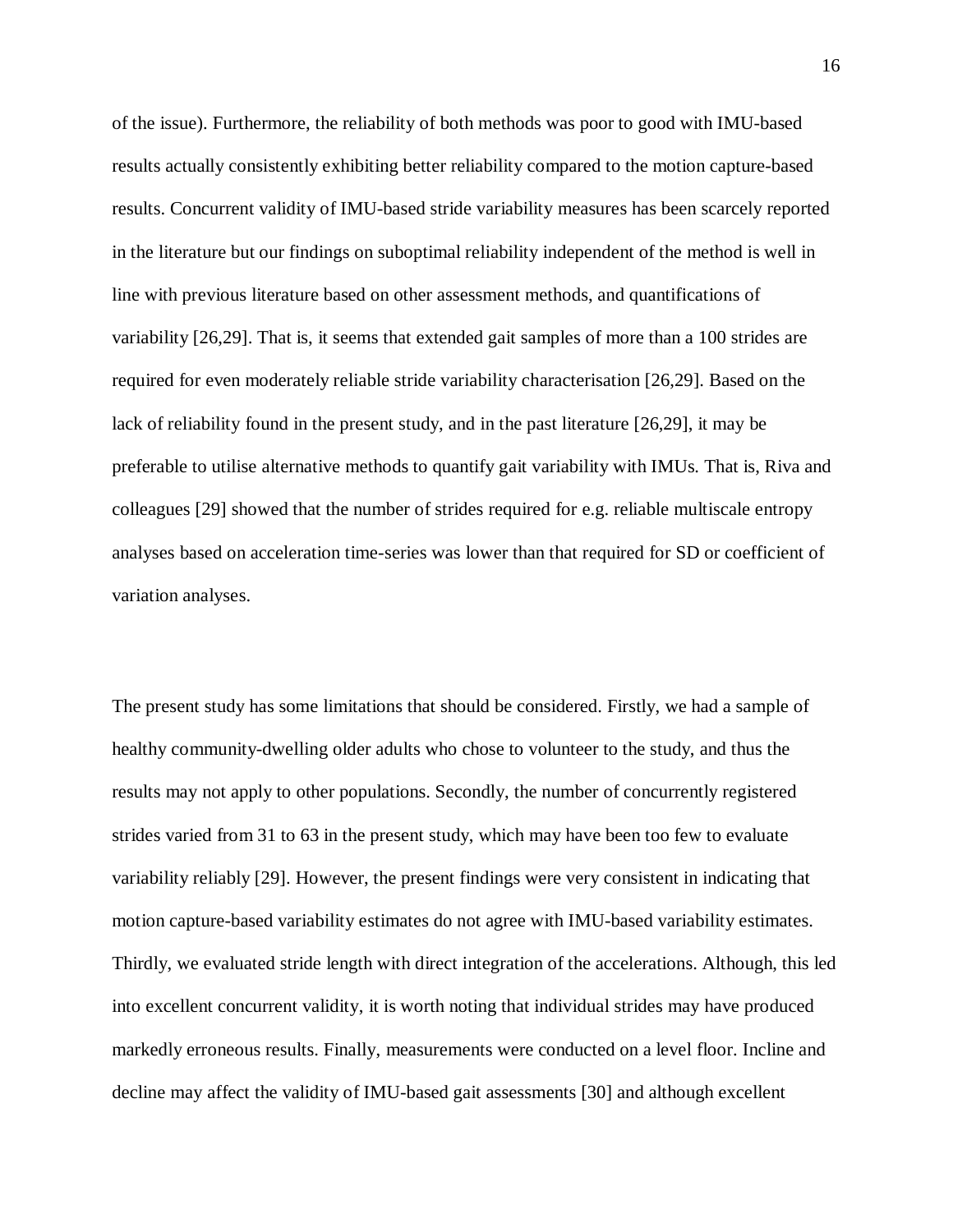of the issue). Furthermore, the reliability of both methods was poor to good with IMU-based results actually consistently exhibiting better reliability compared to the motion capture-based results. Concurrent validity of IMU-based stride variability measures has been scarcely reported in the literature but our findings on suboptimal reliability independent of the method is well in line with previous literature based on other assessment methods, and quantifications of variability [26,29]. That is, it seems that extended gait samples of more than a 100 strides are required for even moderately reliable stride variability characterisation [26,29]. Based on the lack of reliability found in the present study, and in the past literature [26,29], it may be preferable to utilise alternative methods to quantify gait variability with IMUs. That is, Riva and colleagues [29] showed that the number of strides required for e.g. reliable multiscale entropy analyses based on acceleration time-series was lower than that required for SD or coefficient of variation analyses.

The present study has some limitations that should be considered. Firstly, we had a sample of healthy community-dwelling older adults who chose to volunteer to the study, and thus the results may not apply to other populations. Secondly, the number of concurrently registered strides varied from 31 to 63 in the present study, which may have been too few to evaluate variability reliably [29]. However, the present findings were very consistent in indicating that motion capture-based variability estimates do not agree with IMU-based variability estimates. Thirdly, we evaluated stride length with direct integration of the accelerations. Although, this led into excellent concurrent validity, it is worth noting that individual strides may have produced markedly erroneous results. Finally, measurements were conducted on a level floor. Incline and decline may affect the validity of IMU-based gait assessments [30] and although excellent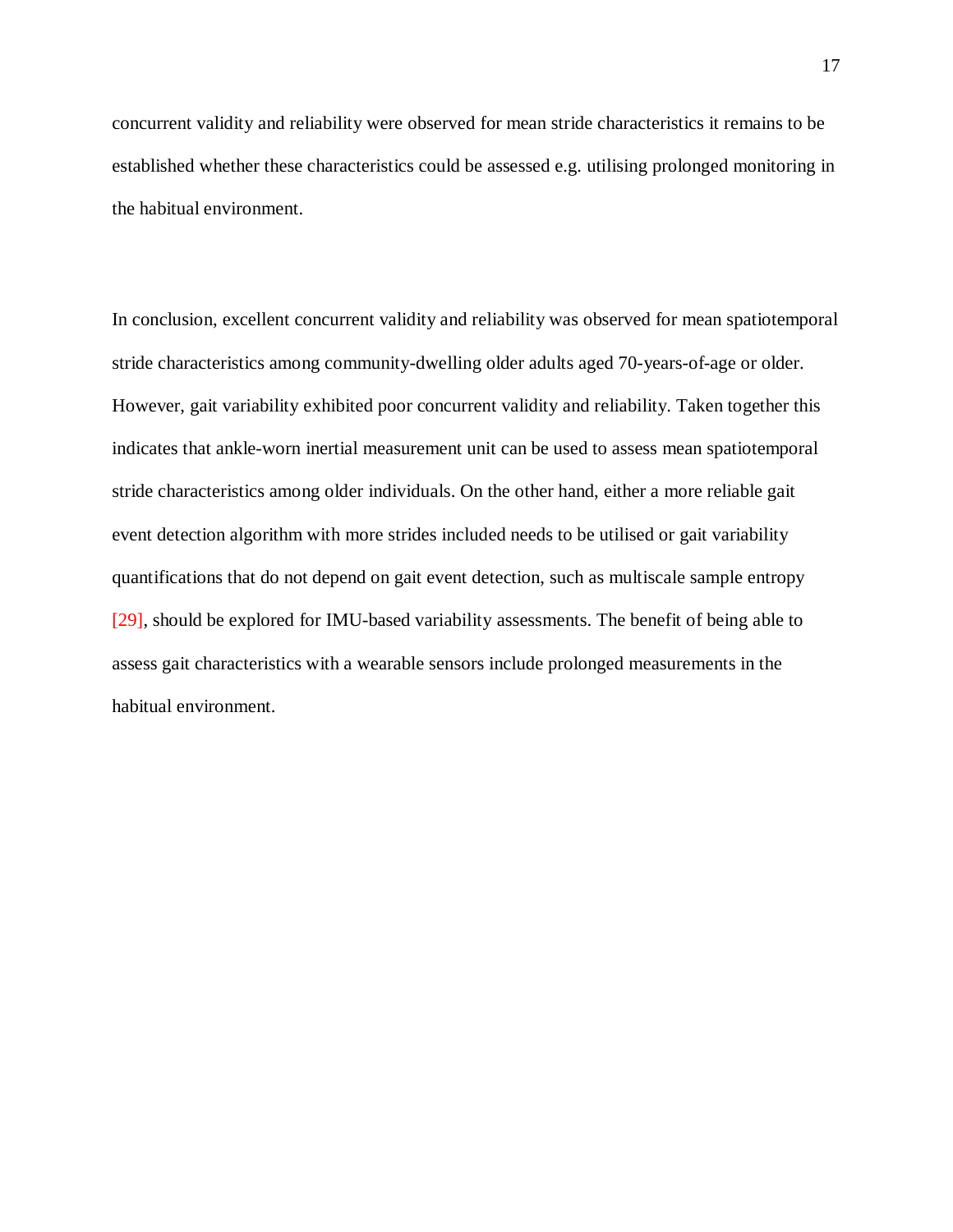concurrent validity and reliability were observed for mean stride characteristics it remains to be established whether these characteristics could be assessed e.g. utilising prolonged monitoring in the habitual environment.

In conclusion, excellent concurrent validity and reliability was observed for mean spatiotemporal stride characteristics among community-dwelling older adults aged 70-years-of-age or older. However, gait variability exhibited poor concurrent validity and reliability. Taken together this indicates that ankle-worn inertial measurement unit can be used to assess mean spatiotemporal stride characteristics among older individuals. On the other hand, either a more reliable gait event detection algorithm with more strides included needs to be utilised or gait variability quantifications that do not depend on gait event detection, such as multiscale sample entropy [29], should be explored for IMU-based variability assessments. The benefit of being able to assess gait characteristics with a wearable sensors include prolonged measurements in the habitual environment.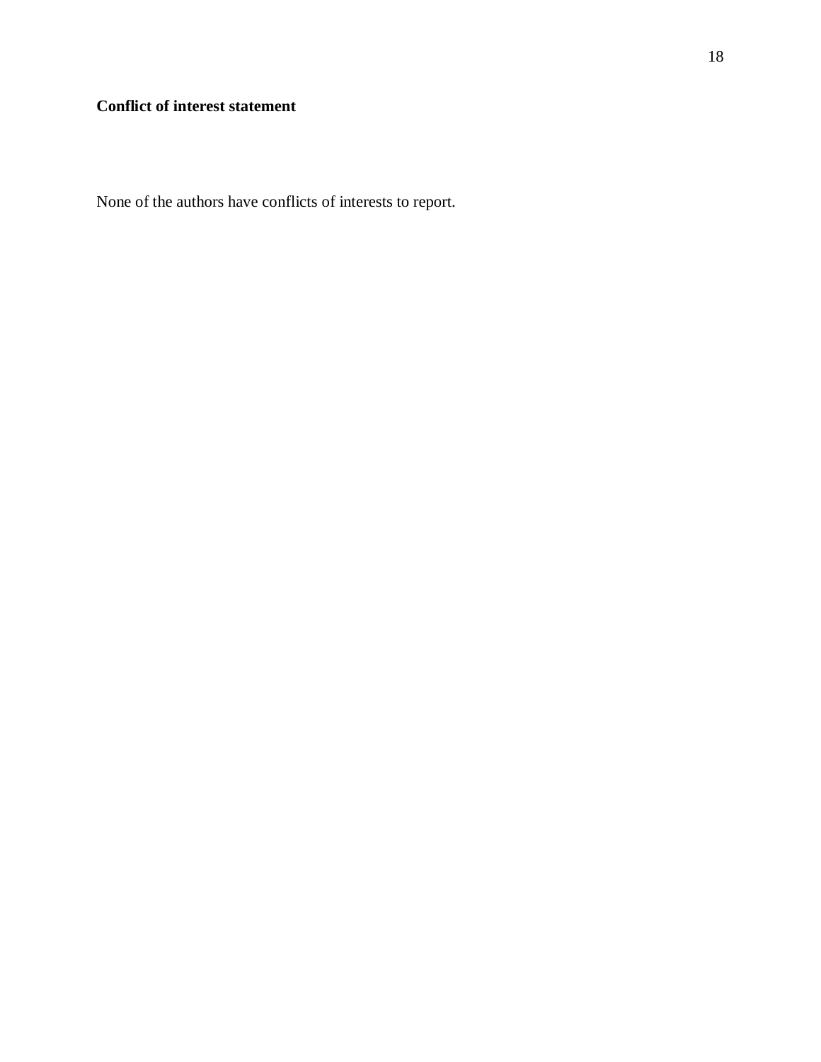**Conflict of interest statement**

None of the authors have conflicts of interests to report.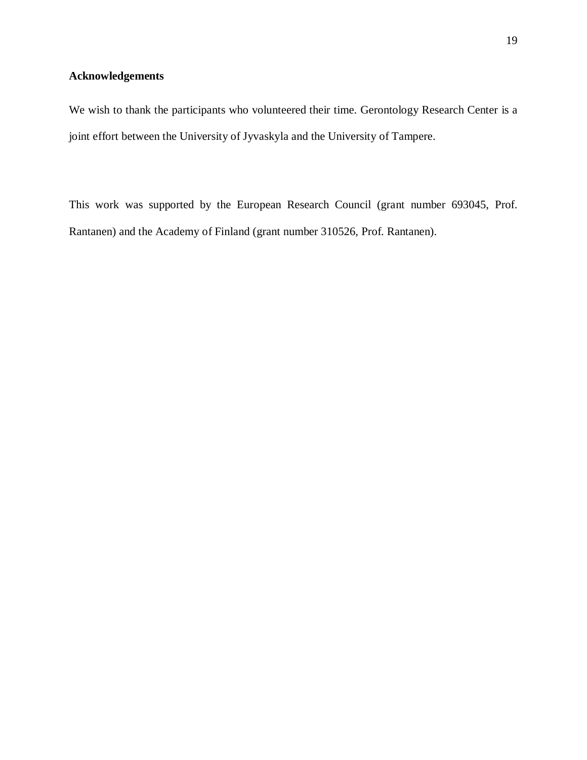## Acknowledgements

We wish to thank the participants who volunteered their time. Gerontology Research Center is a joint effort between the University of Jyvaskyla and the University of Tampere.

This work was supported by the European Research Council (grant number 693045, Prof. Rantanen) and the Academy of Finland (grant number 310526, Prof. Rantanen).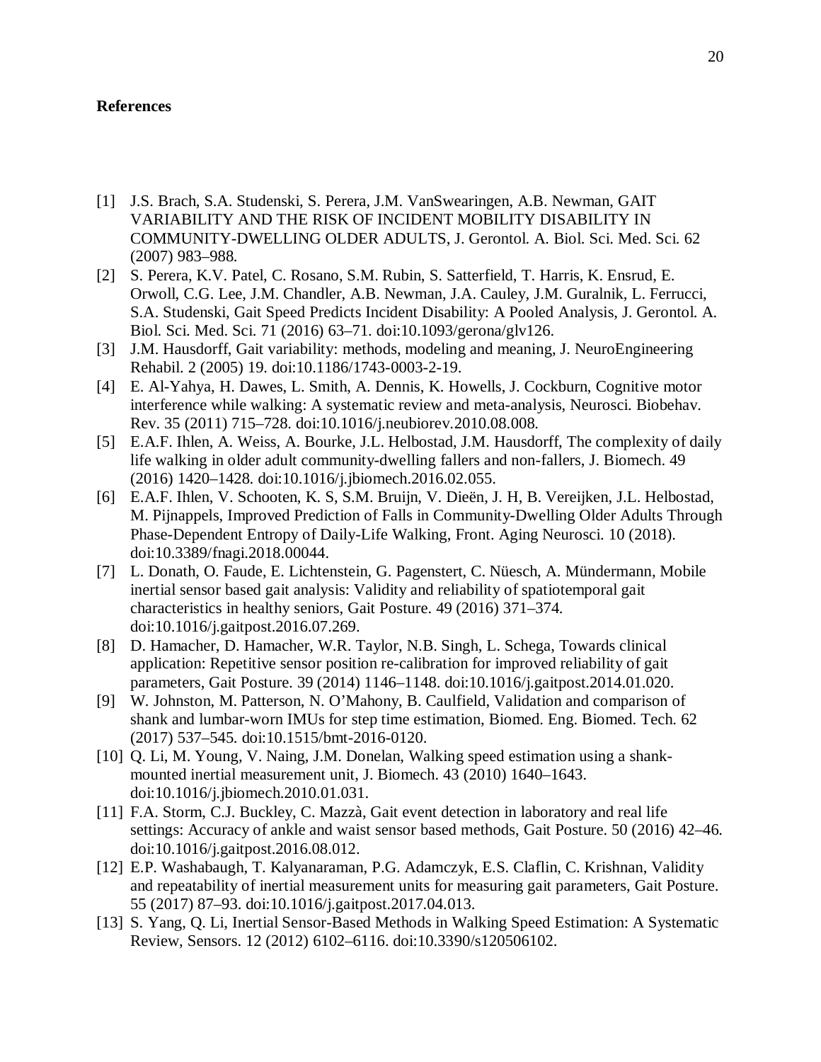**References**

[1] J.S. Brach, S.A. Studenski, S. Perera, J.M. VanSwearingen, A.B. Newman, GAIT VARIABILITY AND THE RISK OF INCIDENT MOBILITY DISABILITY IN COMMUNITY-DWELLING OLDER ADULTS, J. Gerontol. A. Biol. Sci. Med. Sci. 62 (2007) 983–988.

[2] S. Perera, K.V. Patel, C. Rosano, S.M. Rubin, S. Satterfield, T. Harris, K. Ensrud, E. Orwoll, C.G. Lee, J.M. Chandler, A.B. Newman, J.A. Cauley, J.M. Guralnik, L. Ferrucci, S.A. Studenski, Gait Speed Predicts Incident Disability: A Pooled Analysis, J. Gerontol. A. Biol. Sci. Med. Sci. 71 (2016) 63–71. doi:10.1093/gerona/glv126.

[3] J.M. Hausdorff, Gait variability: methods, modeling and meaning, J. NeuroEngineering Rehabil. 2 (2005) 19. doi:10.1186/1743-0003-2-19.

[4] E. Al-Yahya, H. Dawes, L. Smith, A. Dennis, K. Howells, J. Cockburn, Cognitive motor interference while walking: A systematic review and meta-analysis, Neurosci. Biobehav. Rev. 35 (2011) 715–728. doi:10.1016/j.neubiorev.2010.08.008.

[5] E.A.F. Ihlen, A. Weiss, A. Bourke, J.L. Helbostad, J.M. Hausdorff, The complexity of daily life walking in older adult community-dwelling fallers and non-fallers, J. Biomech. 49 (2016) 1420–1428. doi:10.1016/j.jbiomech.2016.02.055.

[6] E.A.F. Ihlen, V. Schooten, K. S, S.M. Bruijn, V. Dieën, J. H, B. Vereijken, J.L. Helbostad, M. Pijnappels, Improved Prediction of Falls in Community-Dwelling Older Adults Through Phase-Dependent Entropy of Daily-Life Walking, Front. Aging Neurosci. 10 (2018). doi:10.3389/fnagi.2018.00044.

[7] L. Donath, O. Faude, E. Lichtenstein, G. Pagenstert, C. Nüesch, A. Mündermann, Mobile inertial sensor based gait analysis: Validity and reliability of spatiotemporal gait characteristics in healthy seniors, Gait Posture. 49 (2016) 371–374. doi:10.1016/j.gaitpost.2016.07.269.

[8] D. Hamacher, D. Hamacher, W.R. Taylor, N.B. Singh, L. Schega, Towards clinical application: Repetitive sensor position re-calibration for improved reliability of gait parameters, Gait Posture. 39 (2014) 1146–1148. doi:10.1016/j.gaitpost.2014.01.020.

[9] W. Johnston, M. Patterson, N. O'Mahony, B. Caulfield, Validation and comparison of shank and lumbar-worn IMUs for step time estimation, Biomed. Eng. Biomed. Tech. 62 (2017) 537–545. doi:10.1515/bmt-2016-0120.

[10] Q. Li, M. Young, V. Naing, J.M. Donelan, Walking speed estimation using a shank-mounted inertial measurement unit, J. Biomech. 43 (2010) 1640–1643. doi:10.1016/j.jbiomech.2010.01.031.

[11] F.A. Storm, C.J. Buckley, C. Mazzà, Gait event detection in laboratory and real life settings: Accuracy of ankle and waist sensor based methods, Gait Posture. 50 (2016) 42–46. doi:10.1016/j.gaitpost.2016.08.012.

[12] E.P. Washabaugh, T. Kalyanaraman, P.G. Adamczyk, E.S. Claflin, C. Krishnan, Validity and repeatability of inertial measurement units for measuring gait parameters, Gait Posture. 55 (2017) 87–93. doi:10.1016/j.gaitpost.2017.04.013.

[13] S. Yang, Q. Li, Inertial Sensor-Based Methods in Walking Speed Estimation: A Systematic Review, Sensors. 12 (2012) 6102–6116. doi:10.3390/s120506102.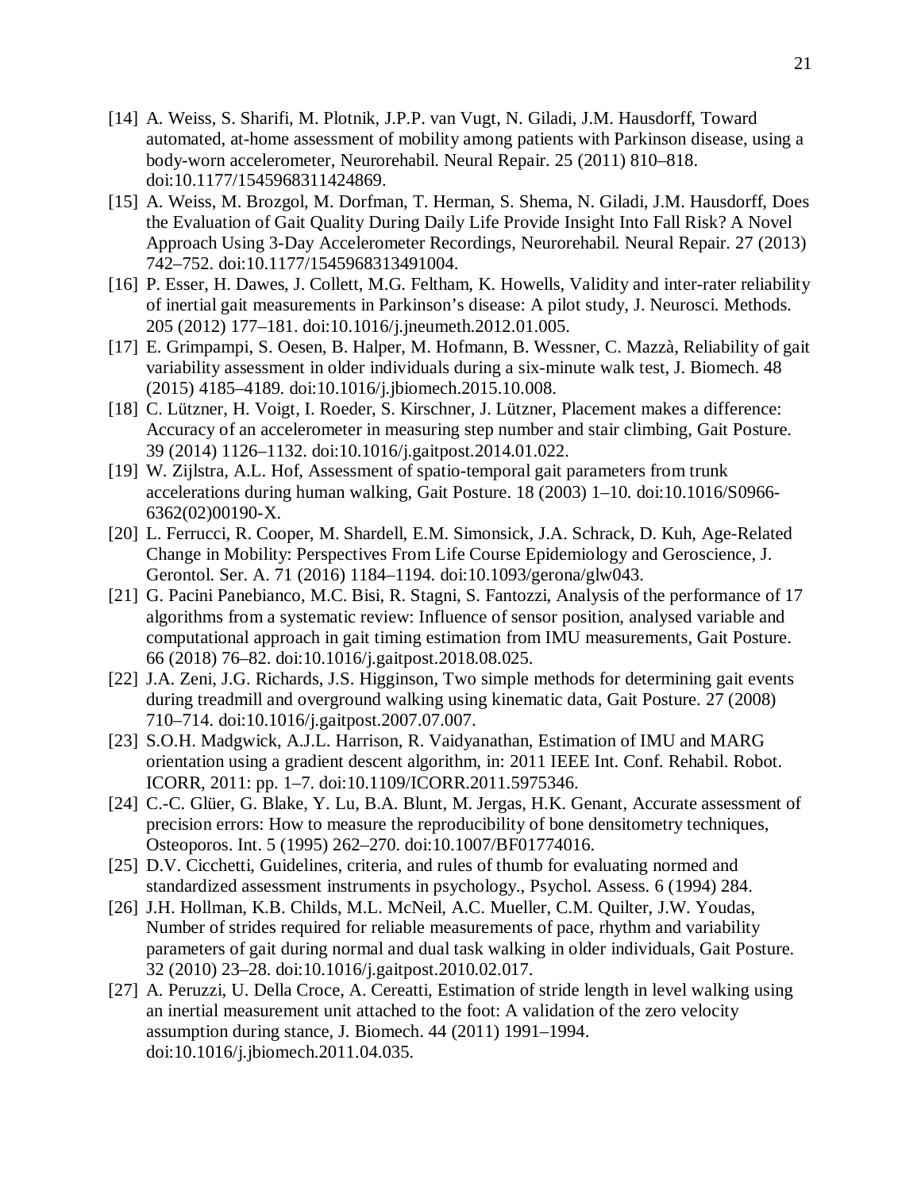[14] A. Weiss, S. Sharifi, M. Plotnik, J.P.P. van Vugt, N. Giladi, J.M. Hausdorff, Toward automated, at-home assessment of mobility among patients with Parkinson disease, using a body-worn accelerometer, Neurorehabil. Neural Repair. 25 (2011) 810–818. doi:10.1177/1545968311424869.

[15] A. Weiss, M. Brozgol, M. Dorfman, T. Herman, S. Shema, N. Giladi, J.M. Hausdorff, Does the Evaluation of Gait Quality During Daily Life Provide Insight Into Fall Risk? A Novel Approach Using 3-Day Accelerometer Recordings, Neurorehabil. Neural Repair. 27 (2013) 742–752. doi:10.1177/1545968313491004.

[16] P. Esser, H. Dawes, J. Collett, M.G. Feltham, K. Howells, Validity and inter-rater reliability of inertial gait measurements in Parkinson's disease: A pilot study, J. Neurosci. Methods. 205 (2012) 177–181. doi:10.1016/j.jneumeth.2012.01.005.

[17] E. Grimpampi, S. Oesen, B. Halper, M. Hofmann, B. Wessner, C. Mazzà, Reliability of gait variability assessment in older individuals during a six-minute walk test, J. Biomech. 48 (2015) 4185–4189. doi:10.1016/j.jbiomech.2015.10.008.

[18] C. Lützner, H. Voigt, I. Roeder, S. Kirschner, J. Lützner, Placement makes a difference: Accuracy of an accelerometer in measuring step number and stair climbing, Gait Posture. 39 (2014) 1126–1132. doi:10.1016/j.gaitpost.2014.01.022.

[19] W. Zijlstra, A.L. Hof, Assessment of spatio-temporal gait parameters from trunk accelerations during human walking, Gait Posture. 18 (2003) 1–10. doi:10.1016/S0966-6362(02)00190-X.

[20] L. Ferrucci, R. Cooper, M. Shardell, E.M. Simonsick, J.A. Schrack, D. Kuh, Age-Related Change in Mobility: Perspectives From Life Course Epidemiology and Geroscience, J. Gerontol. Ser. A. 71 (2016) 1184–1194. doi:10.1093/gerona/glw043.

[21] G. Pacini Panebianco, M.C. Bisi, R. Stagni, S. Fantozzi, Analysis of the performance of 17 algorithms from a systematic review: Influence of sensor position, analysed variable and computational approach in gait timing estimation from IMU measurements, Gait Posture. 66 (2018) 76–82. doi:10.1016/j.gaitpost.2018.08.025.

[22] J.A. Zeni, J.G. Richards, J.S. Higginson, Two simple methods for determining gait events during treadmill and overground walking using kinematic data, Gait Posture. 27 (2008) 710–714. doi:10.1016/j.gaitpost.2007.07.007.

[23] S.O.H. Madgwick, A.J.L. Harrison, R. Vaidyanathan, Estimation of IMU and MARG orientation using a gradient descent algorithm, in: 2011 IEEE Int. Conf. Rehabil. Robot. ICORR, 2011: pp. 1–7. doi:10.1109/ICORR.2011.5975346.

[24] C.-C. Glüer, G. Blake, Y. Lu, B.A. Blunt, M. Jergas, H.K. Genant, Accurate assessment of precision errors: How to measure the reproducibility of bone densitometry techniques, Osteoporos. Int. 5 (1995) 262–270. doi:10.1007/BF01774016.

[25] D.V. Cicchetti, Guidelines, criteria, and rules of thumb for evaluating normed and standardized assessment instruments in psychology., Psychol. Assess. 6 (1994) 284.

[26] J.H. Hollman, K.B. Childs, M.L. McNeil, A.C. Mueller, C.M. Quilter, J.W. Youdas, Number of strides required for reliable measurements of pace, rhythm and variability parameters of gait during normal and dual task walking in older individuals, Gait Posture. 32 (2010) 23–28. doi:10.1016/j.gaitpost.2010.02.017.

[27] A. Peruzzi, U. Della Croce, A. Cereatti, Estimation of stride length in level walking using an inertial measurement unit attached to the foot: A validation of the zero velocity assumption during stance, J. Biomech. 44 (2011) 1991–1994. doi:10.1016/j.jbiomech.2011.04.035.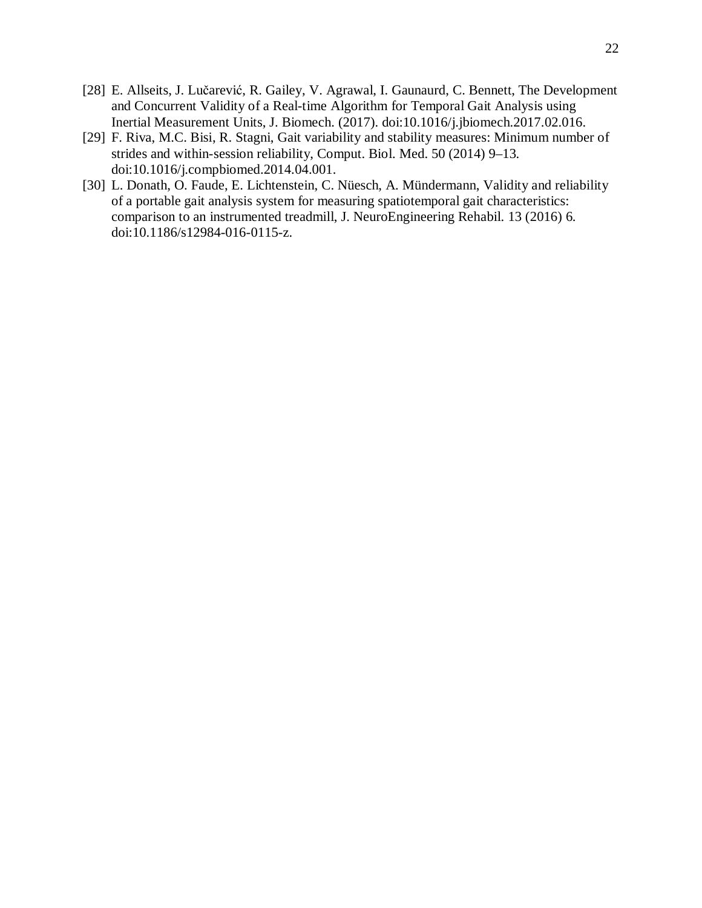[28] E. Allseits, J. Lučarević, R. Gailey, V. Agrawal, I. Gaunaurd, C. Bennett, The Development and Concurrent Validity of a Real-time Algorithm for Temporal Gait Analysis using Inertial Measurement Units, J. Biomech. (2017). doi:10.1016/j.jbiomech.2017.02.016.

[29] F. Riva, M.C. Bisi, R. Stagni, Gait variability and stability measures: Minimum number of strides and within-session reliability, Comput. Biol. Med. 50 (2014) 9–13. doi:10.1016/j.compbiomed.2014.04.001.

[30] L. Donath, O. Faude, E. Lichtenstein, C. Nüesch, A. Mündermann, Validity and reliability of a portable gait analysis system for measuring spatiotemporal gait characteristics: comparison to an instrumented treadmill, J. NeuroEngineering Rehabil. 13 (2016) 6. doi:10.1186/s12984-016-0115-z.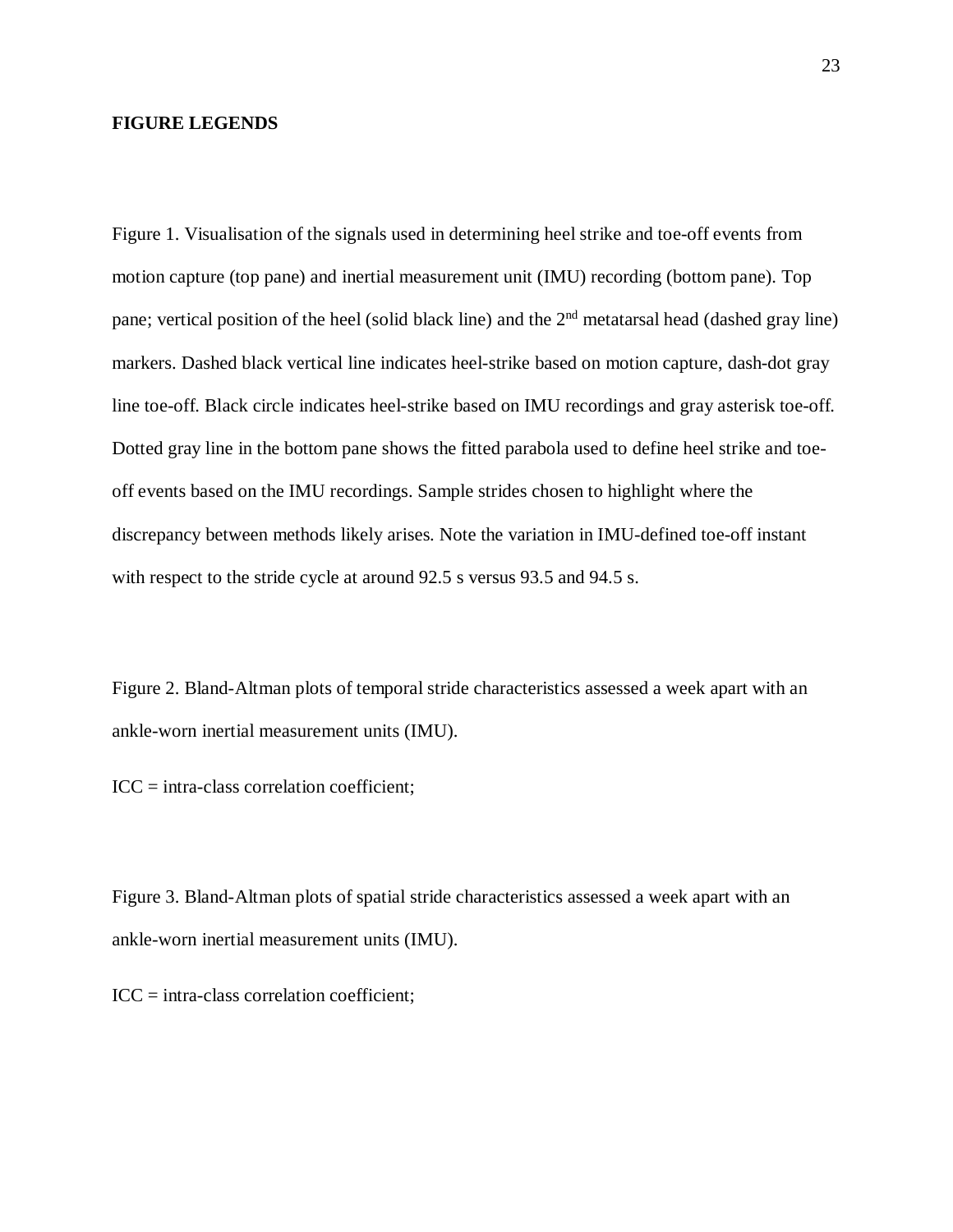## FIGURE LEGENDS

Figure 1. Visualisation of the signals used in determining heel strike and toe-off events from motion capture (top pane) and inertial measurement unit (IMU) recording (bottom pane). Top pane; vertical position of the heel (solid black line) and the 2nd metatarsal head (dashed gray line) markers. Dashed black vertical line indicates heel-strike based on motion capture, dash-dot gray line toe-off. Black circle indicates heel-strike based on IMU recordings and gray asterisk toe-off. Dotted gray line in the bottom pane shows the fitted parabola used to define heel strike and toe-off events based on the IMU recordings. Sample strides chosen to highlight where the discrepancy between methods likely arises. Note the variation in IMU-defined toe-off instant with respect to the stride cycle at around 92.5 s versus 93.5 and 94.5 s.

Figure 2. Bland-Altman plots of temporal stride characteristics assessed a week apart with an ankle-worn inertial measurement units (IMU).

ICC = intra-class correlation coefficient;

Figure 3. Bland-Altman plots of spatial stride characteristics assessed a week apart with an ankle-worn inertial measurement units (IMU).

ICC = intra-class correlation coefficient;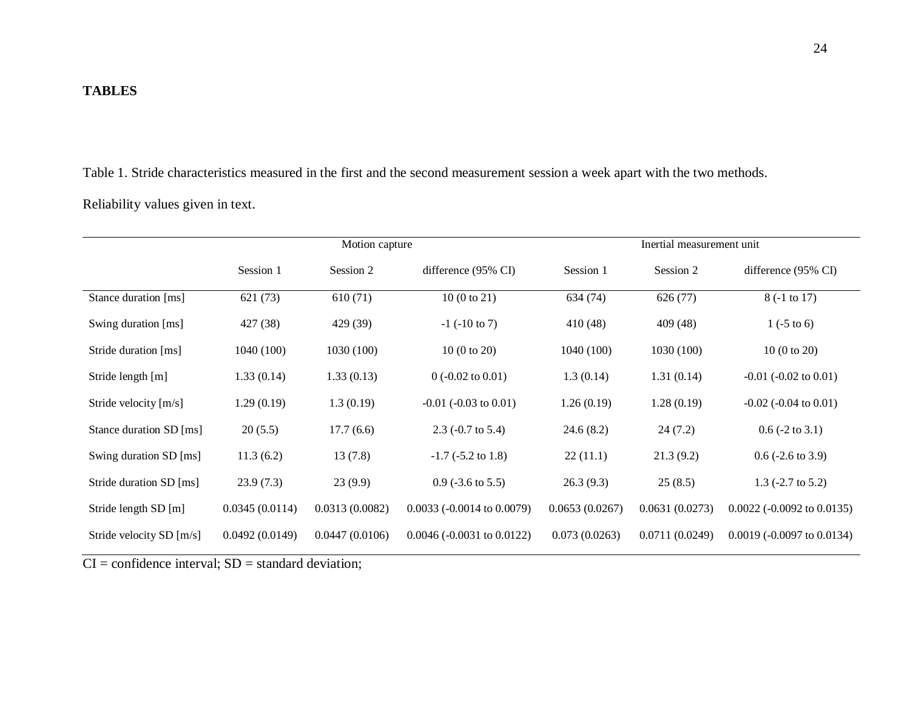**TABLES**

Table 1. Stride characteristics measured in the first and the second measurement session a week apart with the two methods. Reliability values given in text.

| | Motion capture | | | Inertial measurement unit | | |
|---|---|---|---|---|---|---|
| | Session 1 | Session 2 | difference (95% CI) | Session 1 | Session 2 | difference (95% CI) |
| Stance duration [ms] | 621 (73) | 610 (71) | 10 (0 to 21) | 634 (74) | 626 (77) | 8 (-1 to 17) |
| Swing duration [ms] | 427 (38) | 429 (39) | -1 (-10 to 7) | 410 (48) | 409 (48) | 1 (-5 to 6) |
| Stride duration [ms] | 1040 (100) | 1030 (100) | 10 (0 to 20) | 1040 (100) | 1030 (100) | 10 (0 to 20) |
| Stride length [m] | 1.33 (0.14) | 1.33 (0.13) | 0 (-0.02 to 0.01) | 1.3 (0.14) | 1.31 (0.14) | -0.01 (-0.02 to 0.01) |
| Stride velocity [m/s] | 1.29 (0.19) | 1.3 (0.19) | -0.01 (-0.03 to 0.01) | 1.26 (0.19) | 1.28 (0.19) | -0.02 (-0.04 to 0.01) |
| Stance duration SD [ms] | 20 (5.5) | 17.7 (6.6) | 2.3 (-0.7 to 5.4) | 24.6 (8.2) | 24 (7.2) | 0.6 (-2 to 3.1) |
| Swing duration SD [ms] | 11.3 (6.2) | 13 (7.8) | -1.7 (-5.2 to 1.8) | 22 (11.1) | 21.3 (9.2) | 0.6 (-2.6 to 3.9) |
| Stride duration SD [ms] | 23.9 (7.3) | 23 (9.9) | 0.9 (-3.6 to 5.5) | 26.3 (9.3) | 25 (8.5) | 1.3 (-2.7 to 5.2) |
| Stride length SD [m] | 0.0345 (0.0114) | 0.0313 (0.0082) | 0.0033 (-0.0014 to 0.0079) | 0.0653 (0.0267) | 0.0631 (0.0273) | 0.0022 (-0.0092 to 0.0135) |
| Stride velocity SD [m/s] | 0.0492 (0.0149) | 0.0447 (0.0106) | 0.0046 (-0.0031 to 0.0122) | 0.073 (0.0263) | 0.0711 (0.0249) | 0.0019 (-0.0097 to 0.0134) |

CI = confidence interval; SD = standard deviation;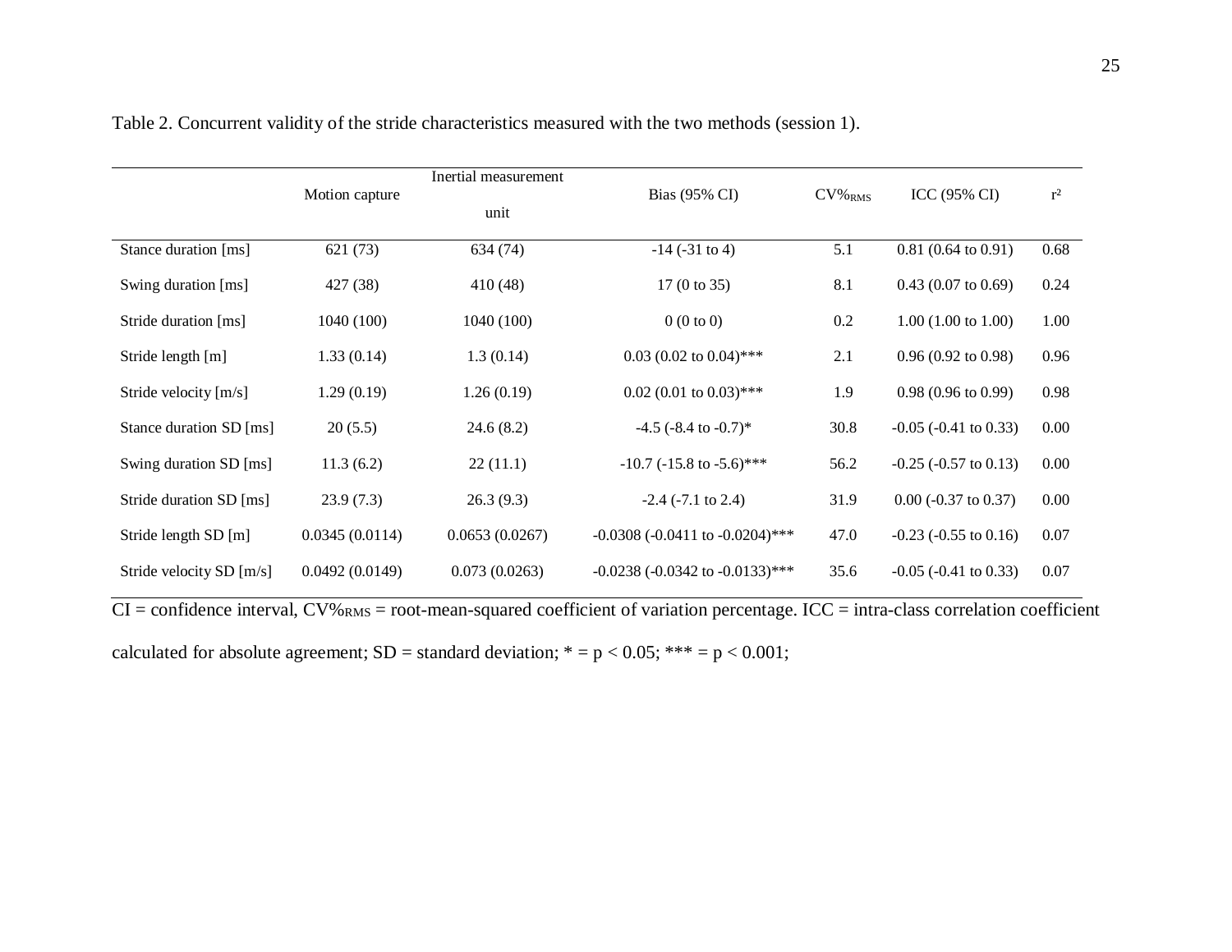Table 2. Concurrent validity of the stride characteristics measured with the two methods (session 1).

| | Motion capture | Inertial measurement unit | Bias (95% CI) | $CV\%_{RMS}$ | ICC (95% CI) | $r^2$ |
|---|---|---|---|---|---|---|
| Stance duration [ms] | 621 (73) | 634 (74) | -14 (-31 to 4) | 5.1 | 0.81 (0.64 to 0.91) | 0.68 |
| Swing duration [ms] | 427 (38) | 410 (48) | 17 (0 to 35) | 8.1 | 0.43 (0.07 to 0.69) | 0.24 |
| Stride duration [ms] | 1040 (100) | 1040 (100) | 0 (0 to 0) | 0.2 | 1.00 (1.00 to 1.00) | 1.00 |
| Stride length [m] | 1.33 (0.14) | 1.3 (0.14) | 0.03 (0.02 to 0.04)*** | 2.1 | 0.96 (0.92 to 0.98) | 0.96 |
| Stride velocity [m/s] | 1.29 (0.19) | 1.26 (0.19) | 0.02 (0.01 to 0.03)*** | 1.9 | 0.98 (0.96 to 0.99) | 0.98 |
| Stance duration SD [ms] | 20 (5.5) | 24.6 (8.2) | -4.5 (-8.4 to -0.7)* | 30.8 | -0.05 (-0.41 to 0.33) | 0.00 |
| Swing duration SD [ms] | 11.3 (6.2) | 22 (11.1) | -10.7 (-15.8 to -5.6)*** | 56.2 | -0.25 (-0.57 to 0.13) | 0.00 |
| Stride duration SD [ms] | 23.9 (7.3) | 26.3 (9.3) | -2.4 (-7.1 to 2.4) | 31.9 | 0.00 (-0.37 to 0.37) | 0.00 |
| Stride length SD [m] | 0.0345 (0.0114) | 0.0653 (0.0267) | -0.0308 (-0.0411 to -0.0204)*** | 47.0 | -0.23 (-0.55 to 0.16) | 0.07 |
| Stride velocity SD [m/s] | 0.0492 (0.0149) | 0.073 (0.0263) | -0.0238 (-0.0342 to -0.0133)*** | 35.6 | -0.05 (-0.41 to 0.33) | 0.07 |

CI = confidence interval, $CV\%_{RMS}$ = root-mean-squared coefficient of variation percentage. ICC = intra-class correlation coefficient calculated for absolute agreement; SD = standard deviation; * = $p < 0.05$; *** = $p < 0.001$;